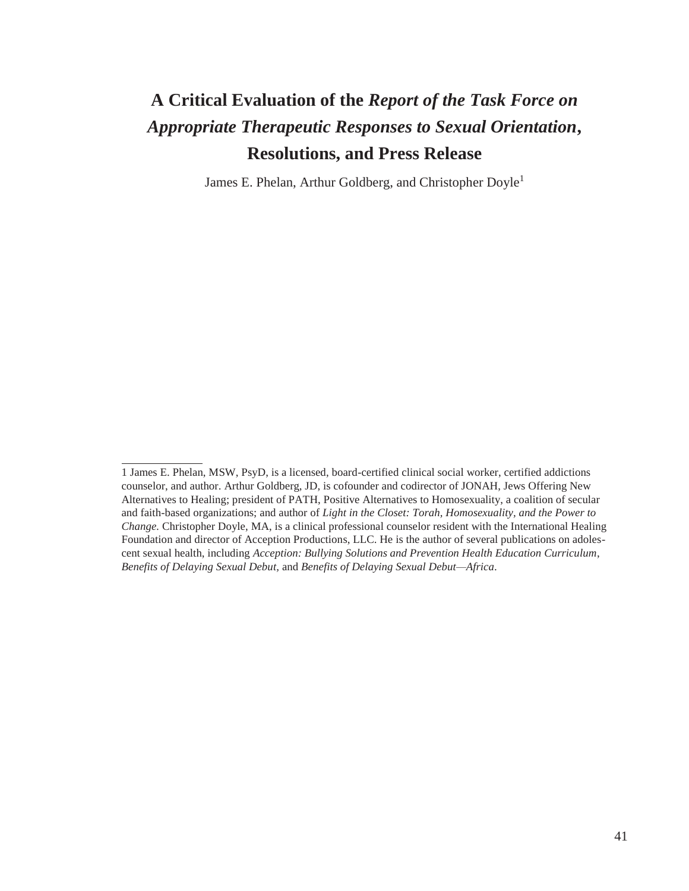# A Critical Evaluation of the *Report of the Task Force on Appropriate Therapeutic Responses to Sexual Orientation*, Resolutions, and Press Release

James E. Phelan, Arthur Goldberg, and Christopher Doyle[1]

---

1 James E. Phelan, MSW, PsyD, is a licensed, board-certified clinical social worker, certified addictions counselor, and author. Arthur Goldberg, JD, is cofounder and codirector of JONAH, Jews Offering New Alternatives to Healing; president of PATH, Positive Alternatives to Homosexuality, a coalition of secular and faith-based organizations; and author of *Light in the Closet: Torah, Homosexuality, and the Power to Change.* Christopher Doyle, MA, is a clinical professional counselor resident with the International Healing Foundation and director of Acception Productions, LLC. He is the author of several publications on adolescent sexual health, including *Acception: Bullying Solutions and Prevention Health Education Curriculum*, *Benefits of Delaying Sexual Debut,* and *Benefits of Delaying Sexual Debut—Africa*.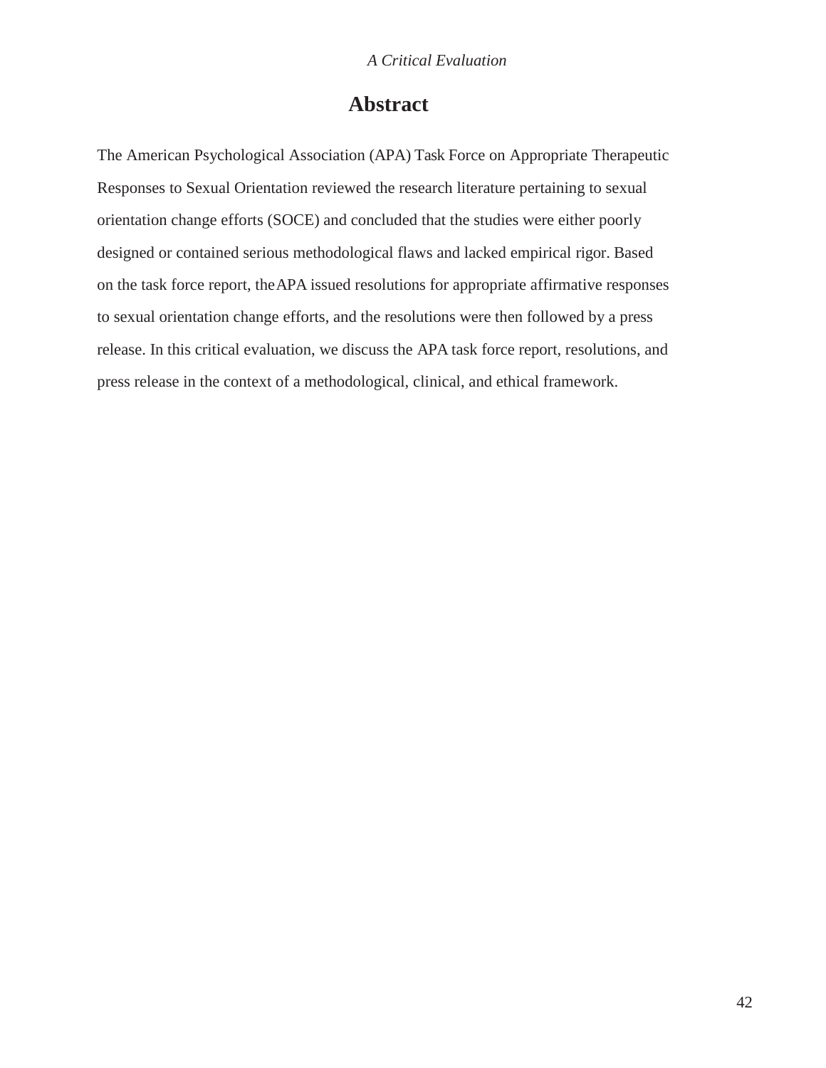# Abstract

The American Psychological Association (APA) Task Force on Appropriate Therapeutic Responses to Sexual Orientation reviewed the research literature pertaining to sexual orientation change efforts (SOCE) and concluded that the studies were either poorly designed or contained serious methodological flaws and lacked empirical rigor. Based on the task force report, the APA issued resolutions for appropriate affirmative responses to sexual orientation change efforts, and the resolutions were then followed by a press release. In this critical evaluation, we discuss the APA task force report, resolutions, and press release in the context of a methodological, clinical, and ethical framework.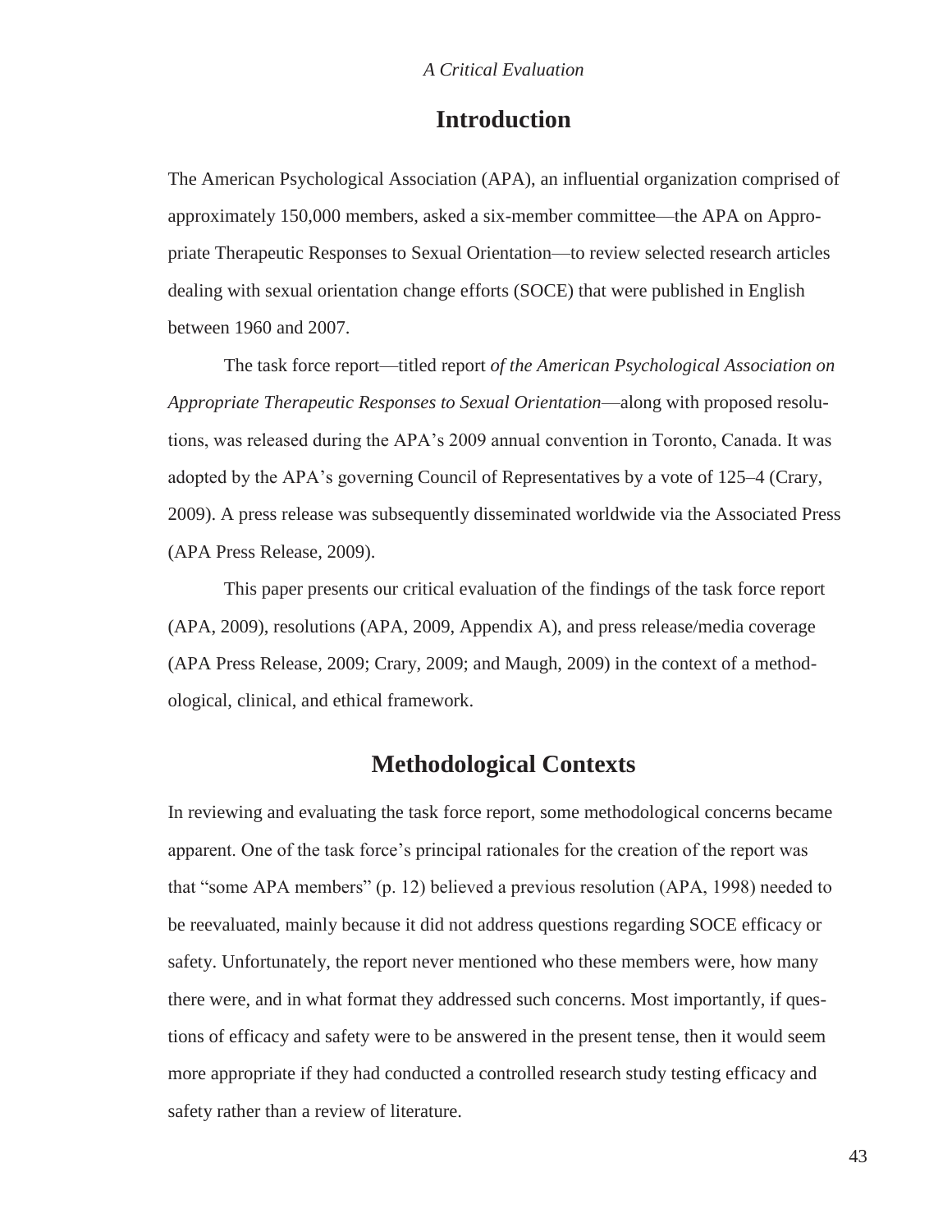## Introduction

The American Psychological Association (APA), an influential organization comprised of approximately 150,000 members, asked a six-member committee—the APA on Appropriate Therapeutic Responses to Sexual Orientation—to review selected research articles dealing with sexual orientation change efforts (SOCE) that were published in English between 1960 and 2007.

The task force report—titled report *of the American Psychological Association on Appropriate Therapeutic Responses to Sexual Orientation*—along with proposed resolutions, was released during the APA's 2009 annual convention in Toronto, Canada. It was adopted by the APA's governing Council of Representatives by a vote of 125–4 (Crary, 2009). A press release was subsequently disseminated worldwide via the Associated Press (APA Press Release, 2009).

This paper presents our critical evaluation of the findings of the task force report (APA, 2009), resolutions (APA, 2009, Appendix A), and press release/media coverage (APA Press Release, 2009; Crary, 2009; and Maugh, 2009) in the context of a methodological, clinical, and ethical framework.

## Methodological Contexts

In reviewing and evaluating the task force report, some methodological concerns became apparent. One of the task force's principal rationales for the creation of the report was that "some APA members" (p. 12) believed a previous resolution (APA, 1998) needed to be reevaluated, mainly because it did not address questions regarding SOCE efficacy or safety. Unfortunately, the report never mentioned who these members were, how many there were, and in what format they addressed such concerns. Most importantly, if questions of efficacy and safety were to be answered in the present tense, then it would seem more appropriate if they had conducted a controlled research study testing efficacy and safety rather than a review of literature.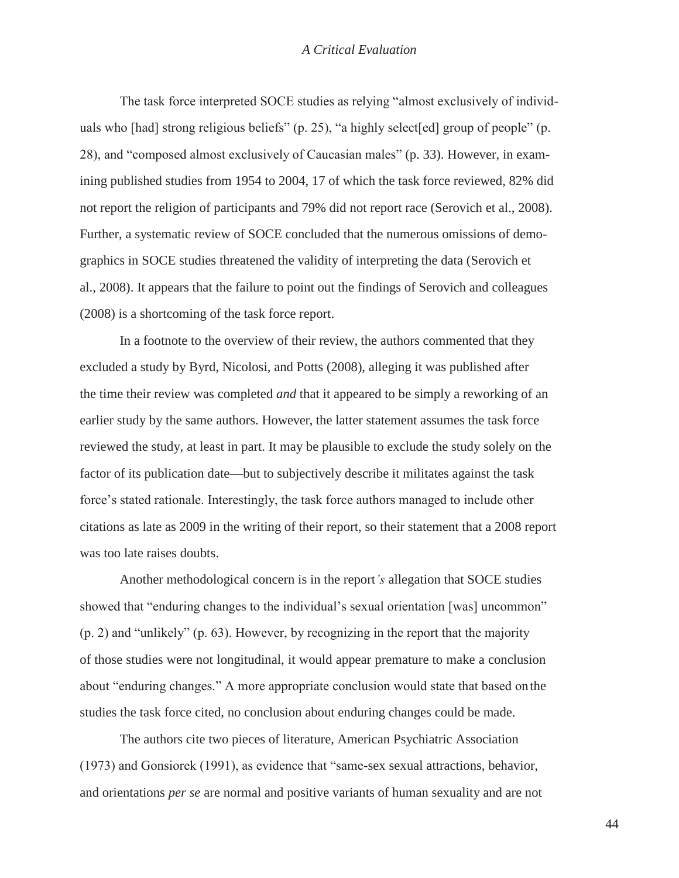The task force interpreted SOCE studies as relying "almost exclusively of individuals who [had] strong religious beliefs" (p. 25), "a highly select[ed] group of people" (p. 28), and "composed almost exclusively of Caucasian males" (p. 33). However, in examining published studies from 1954 to 2004, 17 of which the task force reviewed, 82% did not report the religion of participants and 79% did not report race (Serovich et al., 2008). Further, a systematic review of SOCE concluded that the numerous omissions of demographics in SOCE studies threatened the validity of interpreting the data (Serovich et al., 2008). It appears that the failure to point out the findings of Serovich and colleagues (2008) is a shortcoming of the task force report.

In a footnote to the overview of their review, the authors commented that they excluded a study by Byrd, Nicolosi, and Potts (2008), alleging it was published after the time their review was completed *and* that it appeared to be simply a reworking of an earlier study by the same authors. However, the latter statement assumes the task force reviewed the study, at least in part. It may be plausible to exclude the study solely on the factor of its publication date—but to subjectively describe it militates against the task force's stated rationale. Interestingly, the task force authors managed to include other citations as late as 2009 in the writing of their report, so their statement that a 2008 report was too late raises doubts.

Another methodological concern is in the report*'s* allegation that SOCE studies showed that "enduring changes to the individual's sexual orientation [was] uncommon" (p. 2) and "unlikely" (p. 63). However, by recognizing in the report that the majority of those studies were not longitudinal, it would appear premature to make a conclusion about "enduring changes." A more appropriate conclusion would state that based on the studies the task force cited, no conclusion about enduring changes could be made.

The authors cite two pieces of literature, American Psychiatric Association (1973) and Gonsiorek (1991), as evidence that "same-sex sexual attractions, behavior, and orientations *per se* are normal and positive variants of human sexuality and are not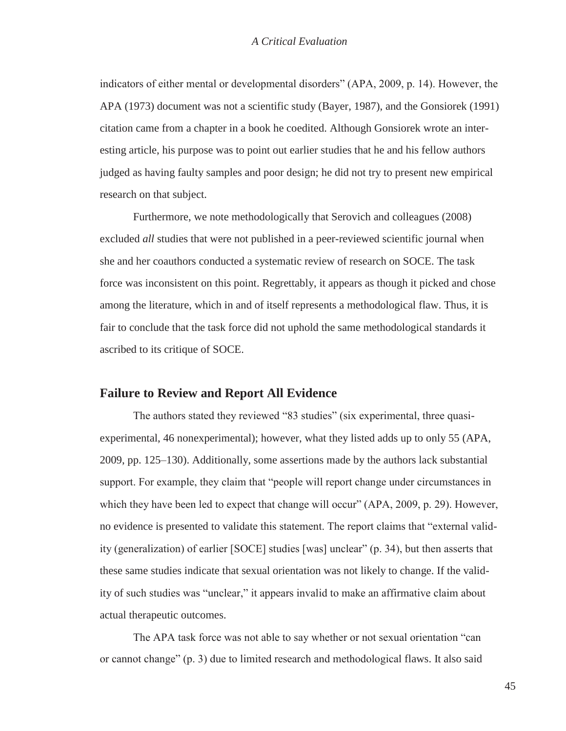indicators of either mental or developmental disorders" (APA, 2009, p. 14). However, the APA (1973) document was not a scientific study (Bayer, 1987), and the Gonsiorek (1991) citation came from a chapter in a book he coedited. Although Gonsiorek wrote an interesting article, his purpose was to point out earlier studies that he and his fellow authors judged as having faulty samples and poor design; he did not try to present new empirical research on that subject.

Furthermore, we note methodologically that Serovich and colleagues (2008) excluded *all* studies that were not published in a peer-reviewed scientific journal when she and her coauthors conducted a systematic review of research on SOCE. The task force was inconsistent on this point. Regrettably, it appears as though it picked and chose among the literature, which in and of itself represents a methodological flaw. Thus, it is fair to conclude that the task force did not uphold the same methodological standards it ascribed to its critique of SOCE.

## Failure to Review and Report All Evidence

The authors stated they reviewed "83 studies" (six experimental, three quasi-experimental, 46 nonexperimental); however, what they listed adds up to only 55 (APA, 2009, pp. 125–130). Additionally, some assertions made by the authors lack substantial support. For example, they claim that "people will report change under circumstances in which they have been led to expect that change will occur" (APA, 2009, p. 29). However, no evidence is presented to validate this statement. The report claims that "external validity (generalization) of earlier [SOCE] studies [was] unclear" (p. 34), but then asserts that these same studies indicate that sexual orientation was not likely to change. If the validity of such studies was "unclear," it appears invalid to make an affirmative claim about actual therapeutic outcomes.

The APA task force was not able to say whether or not sexual orientation "can or cannot change" (p. 3) due to limited research and methodological flaws. It also said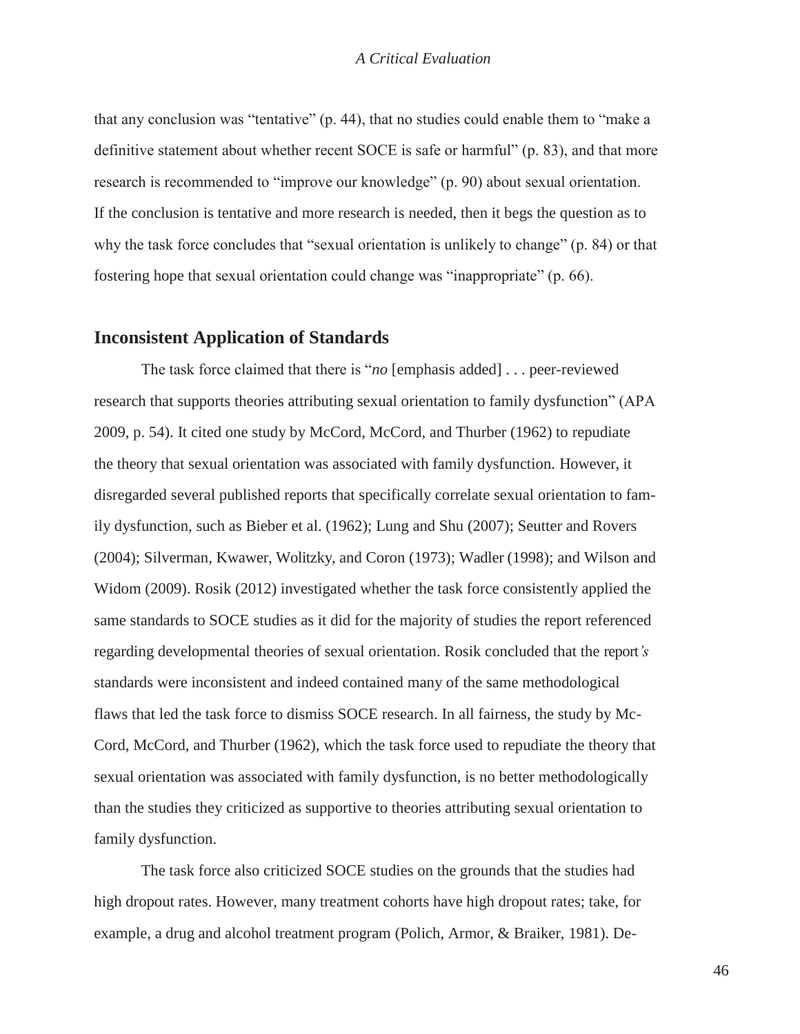that any conclusion was "tentative" (p. 44), that no studies could enable them to "make a definitive statement about whether recent SOCE is safe or harmful" (p. 83), and that more research is recommended to "improve our knowledge" (p. 90) about sexual orientation. If the conclusion is tentative and more research is needed, then it begs the question as to why the task force concludes that "sexual orientation is unlikely to change" (p. 84) or that fostering hope that sexual orientation could change was "inappropriate" (p. 66).

## Inconsistent Application of Standards

The task force claimed that there is "*no* [emphasis added] . . . peer-reviewed research that supports theories attributing sexual orientation to family dysfunction" (APA 2009, p. 54). It cited one study by McCord, McCord, and Thurber (1962) to repudiate the theory that sexual orientation was associated with family dysfunction. However, it disregarded several published reports that specifically correlate sexual orientation to family dysfunction, such as Bieber et al. (1962); Lung and Shu (2007); Seutter and Rovers (2004); Silverman, Kwawer, Wolitzky, and Coron (1973); Wadler (1998); and Wilson and Widom (2009). Rosik (2012) investigated whether the task force consistently applied the same standards to SOCE studies as it did for the majority of studies the report referenced regarding developmental theories of sexual orientation. Rosik concluded that the report's standards were inconsistent and indeed contained many of the same methodological flaws that led the task force to dismiss SOCE research. In all fairness, the study by McCord, McCord, and Thurber (1962), which the task force used to repudiate the theory that sexual orientation was associated with family dysfunction, is no better methodologically than the studies they criticized as supportive to theories attributing sexual orientation to family dysfunction.

The task force also criticized SOCE studies on the grounds that the studies had high dropout rates. However, many treatment cohorts have high dropout rates; take, for example, a drug and alcohol treatment program (Polich, Armor, & Braiker, 1981). De-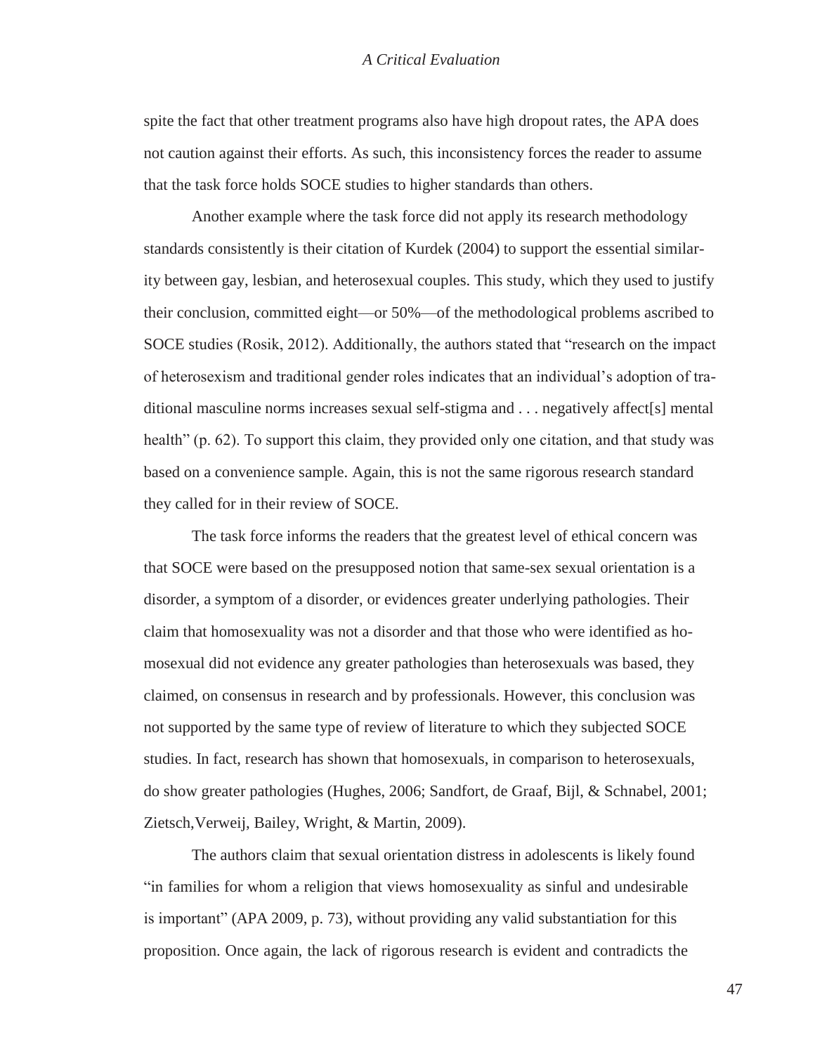spite the fact that other treatment programs also have high dropout rates, the APA does not caution against their efforts. As such, this inconsistency forces the reader to assume that the task force holds SOCE studies to higher standards than others.

Another example where the task force did not apply its research methodology standards consistently is their citation of Kurdek (2004) to support the essential similarity between gay, lesbian, and heterosexual couples. This study, which they used to justify their conclusion, committed eight—or 50%—of the methodological problems ascribed to SOCE studies (Rosik, 2012). Additionally, the authors stated that "research on the impact of heterosexism and traditional gender roles indicates that an individual's adoption of traditional masculine norms increases sexual self-stigma and . . . negatively affect[s] mental health" (p. 62). To support this claim, they provided only one citation, and that study was based on a convenience sample. Again, this is not the same rigorous research standard they called for in their review of SOCE.

The task force informs the readers that the greatest level of ethical concern was that SOCE were based on the presupposed notion that same-sex sexual orientation is a disorder, a symptom of a disorder, or evidences greater underlying pathologies. Their claim that homosexuality was not a disorder and that those who were identified as homosexual did not evidence any greater pathologies than heterosexuals was based, they claimed, on consensus in research and by professionals. However, this conclusion was not supported by the same type of review of literature to which they subjected SOCE studies. In fact, research has shown that homosexuals, in comparison to heterosexuals, do show greater pathologies (Hughes, 2006; Sandfort, de Graaf, Bijl, & Schnabel, 2001; Zietsch, Verweij, Bailey, Wright, & Martin, 2009).

The authors claim that sexual orientation distress in adolescents is likely found "in families for whom a religion that views homosexuality as sinful and undesirable is important" (APA 2009, p. 73), without providing any valid substantiation for this proposition. Once again, the lack of rigorous research is evident and contradicts the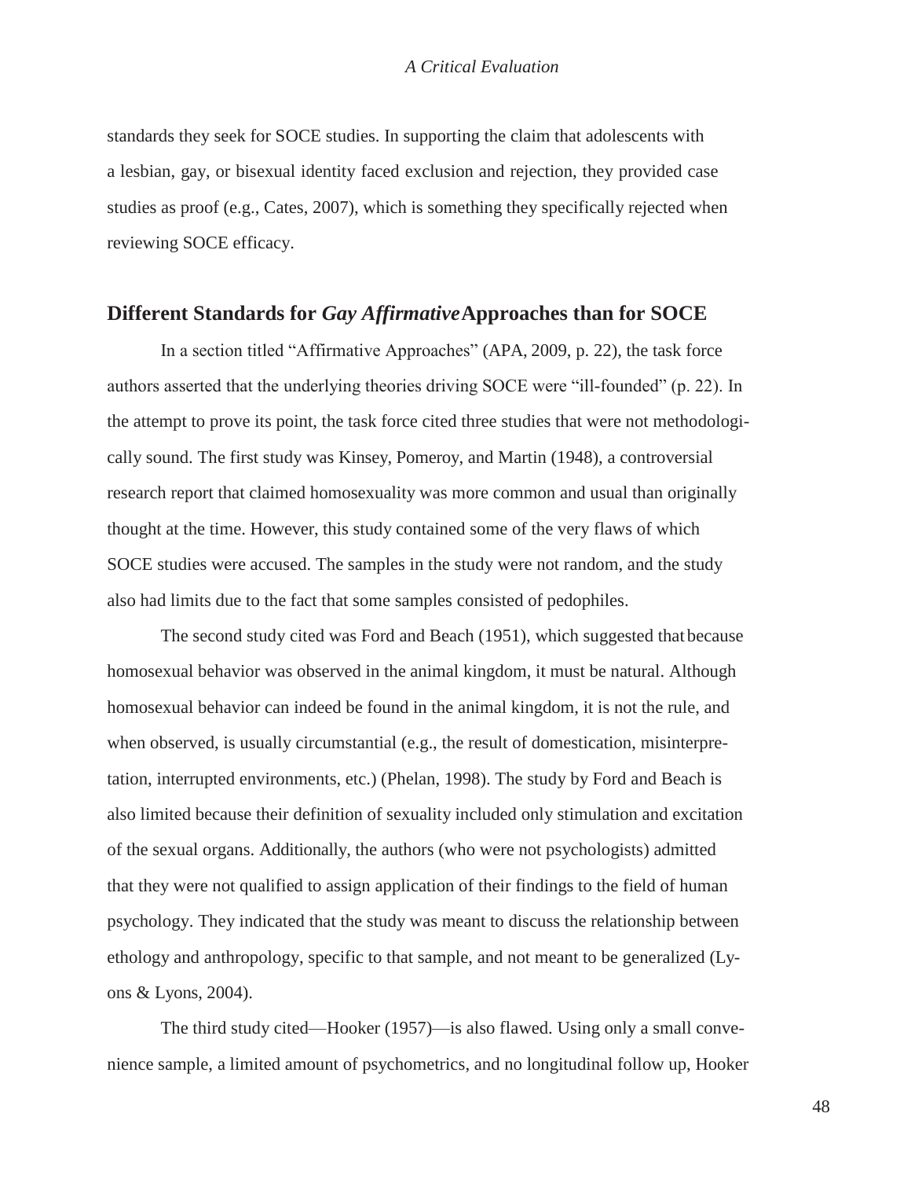standards they seek for SOCE studies. In supporting the claim that adolescents with a lesbian, gay, or bisexual identity faced exclusion and rejection, they provided case studies as proof (e.g., Cates, 2007), which is something they specifically rejected when reviewing SOCE efficacy.

## Different Standards for *Gay Affirmative* Approaches than for SOCE

In a section titled "Affirmative Approaches" (APA, 2009, p. 22), the task force authors asserted that the underlying theories driving SOCE were "ill-founded" (p. 22). In the attempt to prove its point, the task force cited three studies that were not methodologically sound. The first study was Kinsey, Pomeroy, and Martin (1948), a controversial research report that claimed homosexuality was more common and usual than originally thought at the time. However, this study contained some of the very flaws of which SOCE studies were accused. The samples in the study were not random, and the study also had limits due to the fact that some samples consisted of pedophiles.

The second study cited was Ford and Beach (1951), which suggested that because homosexual behavior was observed in the animal kingdom, it must be natural. Although homosexual behavior can indeed be found in the animal kingdom, it is not the rule, and when observed, is usually circumstantial (e.g., the result of domestication, misinterpretation, interrupted environments, etc.) (Phelan, 1998). The study by Ford and Beach is also limited because their definition of sexuality included only stimulation and excitation of the sexual organs. Additionally, the authors (who were not psychologists) admitted that they were not qualified to assign application of their findings to the field of human psychology. They indicated that the study was meant to discuss the relationship between ethology and anthropology, specific to that sample, and not meant to be generalized (Lyons & Lyons, 2004).

The third study cited—Hooker (1957)—is also flawed. Using only a small convenience sample, a limited amount of psychometrics, and no longitudinal follow up, Hooker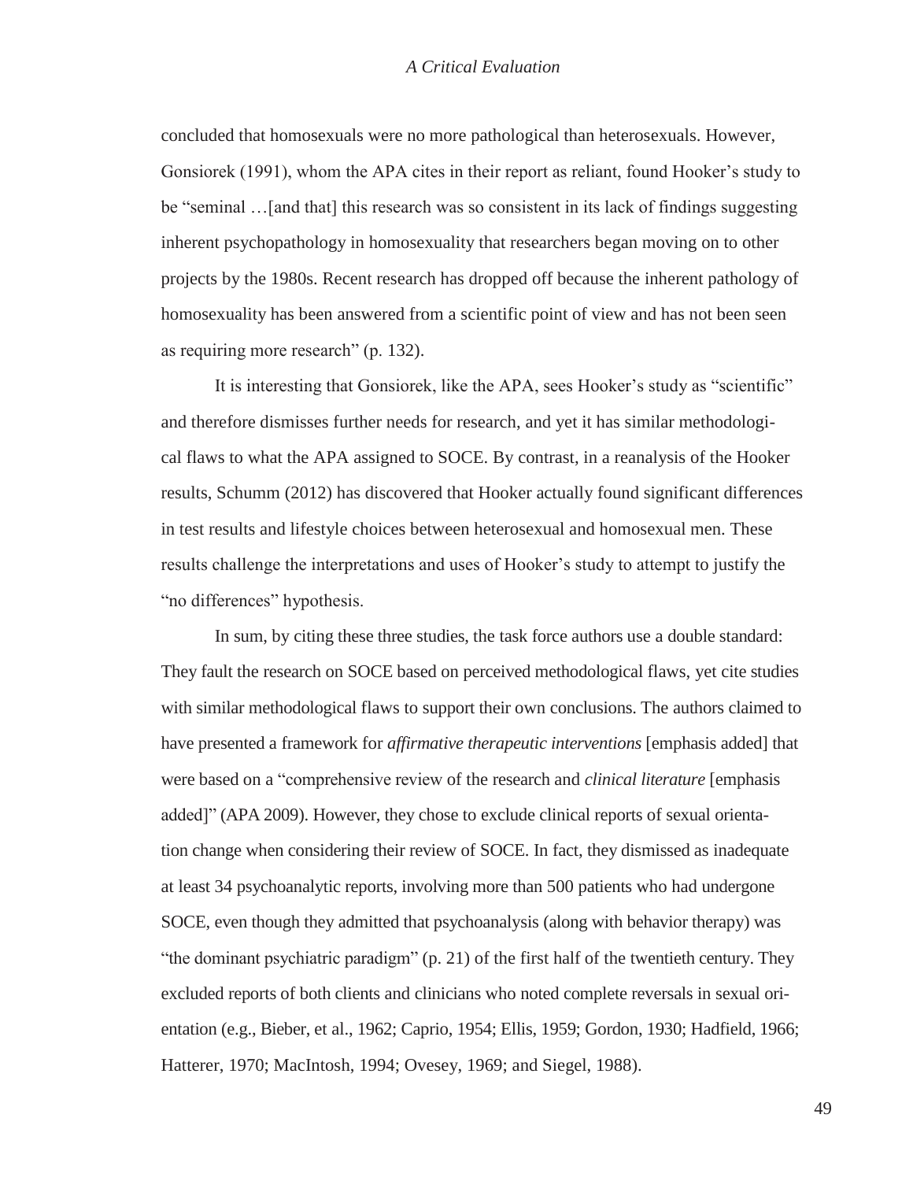concluded that homosexuals were no more pathological than heterosexuals. However, Gonsiorek (1991), whom the APA cites in their report as reliant, found Hooker's study to be "seminal …[and that] this research was so consistent in its lack of findings suggesting inherent psychopathology in homosexuality that researchers began moving on to other projects by the 1980s. Recent research has dropped off because the inherent pathology of homosexuality has been answered from a scientific point of view and has not been seen as requiring more research" (p. 132).

It is interesting that Gonsiorek, like the APA, sees Hooker's study as "scientific" and therefore dismisses further needs for research, and yet it has similar methodological flaws to what the APA assigned to SOCE. By contrast, in a reanalysis of the Hooker results, Schumm (2012) has discovered that Hooker actually found significant differences in test results and lifestyle choices between heterosexual and homosexual men. These results challenge the interpretations and uses of Hooker's study to attempt to justify the "no differences" hypothesis.

In sum, by citing these three studies, the task force authors use a double standard: They fault the research on SOCE based on perceived methodological flaws, yet cite studies with similar methodological flaws to support their own conclusions. The authors claimed to have presented a framework for *affirmative therapeutic interventions* [emphasis added] that were based on a "comprehensive review of the research and *clinical literature* [emphasis added]" (APA 2009). However, they chose to exclude clinical reports of sexual orientation change when considering their review of SOCE. In fact, they dismissed as inadequate at least 34 psychoanalytic reports, involving more than 500 patients who had undergone SOCE, even though they admitted that psychoanalysis (along with behavior therapy) was "the dominant psychiatric paradigm" (p. 21) of the first half of the twentieth century. They excluded reports of both clients and clinicians who noted complete reversals in sexual orientation (e.g., Bieber, et al., 1962; Caprio, 1954; Ellis, 1959; Gordon, 1930; Hadfield, 1966; Hatterer, 1970; MacIntosh, 1994; Ovesey, 1969; and Siegel, 1988).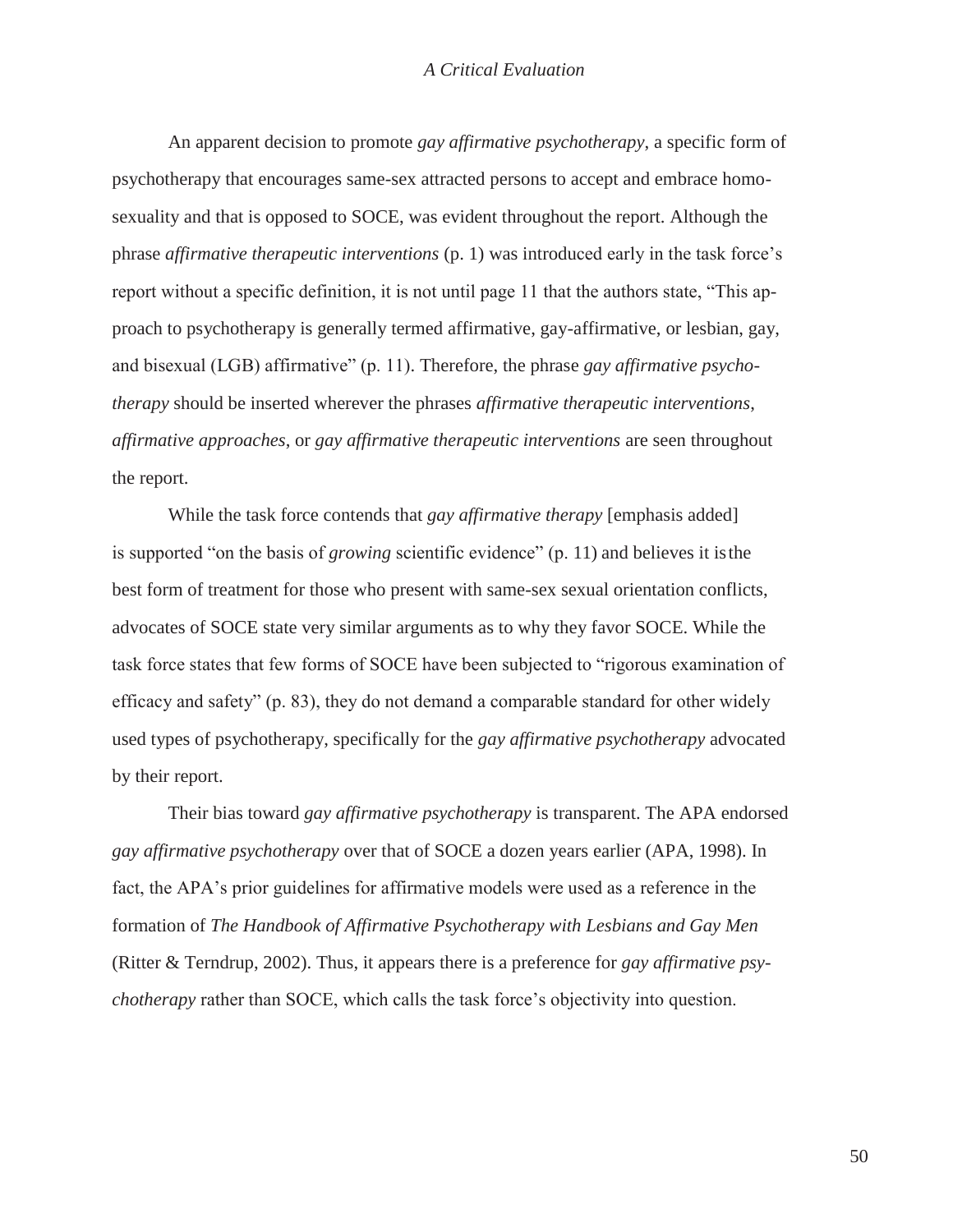An apparent decision to promote *gay affirmative psychotherapy*, a specific form of psychotherapy that encourages same-sex attracted persons to accept and embrace homosexuality and that is opposed to SOCE, was evident throughout the report. Although the phrase *affirmative therapeutic interventions* (p. 1) was introduced early in the task force's report without a specific definition, it is not until page 11 that the authors state, "This approach to psychotherapy is generally termed affirmative, gay-affirmative, or lesbian, gay, and bisexual (LGB) affirmative" (p. 11). Therefore, the phrase *gay affirmative psychotherapy* should be inserted wherever the phrases *affirmative therapeutic interventions*, *affirmative approaches*, or *gay affirmative therapeutic interventions* are seen throughout the report.

While the task force contends that *gay affirmative therapy* [emphasis added] is supported "on the basis of *growing* scientific evidence" (p. 11) and believes it is the best form of treatment for those who present with same-sex sexual orientation conflicts, advocates of SOCE state very similar arguments as to why they favor SOCE. While the task force states that few forms of SOCE have been subjected to "rigorous examination of efficacy and safety" (p. 83), they do not demand a comparable standard for other widely used types of psychotherapy, specifically for the *gay affirmative psychotherapy* advocated by their report.

Their bias toward *gay affirmative psychotherapy* is transparent. The APA endorsed *gay affirmative psychotherapy* over that of SOCE a dozen years earlier (APA, 1998). In fact, the APA's prior guidelines for affirmative models were used as a reference in the formation of *The Handbook of Affirmative Psychotherapy with Lesbians and Gay Men* (Ritter & Terndrup, 2002). Thus, it appears there is a preference for *gay affirmative psychotherapy* rather than SOCE, which calls the task force's objectivity into question.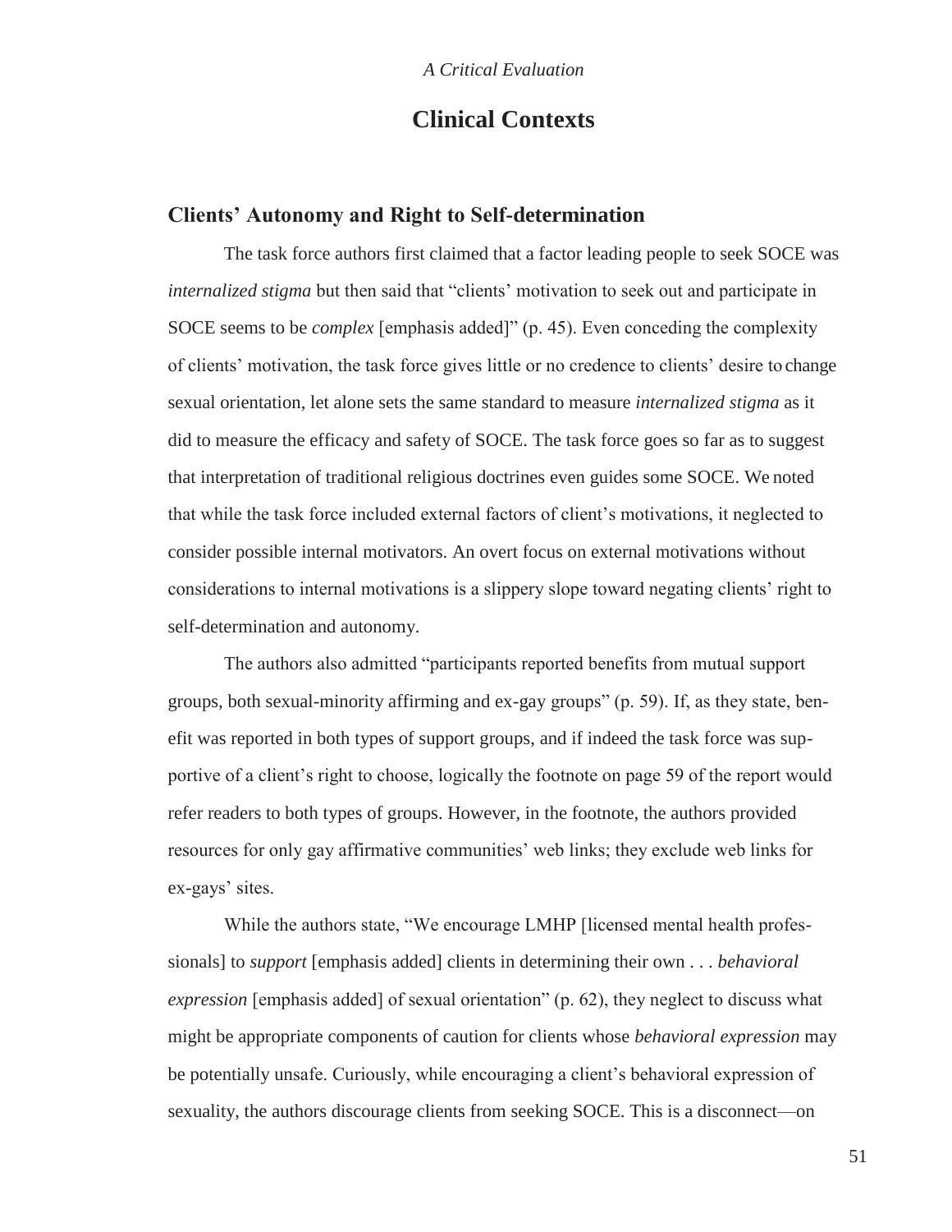# Clinical Contexts

## Clients' Autonomy and Right to Self-determination

The task force authors first claimed that a factor leading people to seek SOCE was *internalized stigma* but then said that "clients' motivation to seek out and participate in SOCE seems to be *complex* [emphasis added]" (p. 45). Even conceding the complexity of clients' motivation, the task force gives little or no credence to clients' desire to change sexual orientation, let alone sets the same standard to measure *internalized stigma* as it did to measure the efficacy and safety of SOCE. The task force goes so far as to suggest that interpretation of traditional religious doctrines even guides some SOCE. We noted that while the task force included external factors of client's motivations, it neglected to consider possible internal motivators. An overt focus on external motivations without considerations to internal motivations is a slippery slope toward negating clients' right to self-determination and autonomy.

The authors also admitted "participants reported benefits from mutual support groups, both sexual-minority affirming and ex-gay groups" (p. 59). If, as they state, benefit was reported in both types of support groups, and if indeed the task force was supportive of a client's right to choose, logically the footnote on page 59 of the report would refer readers to both types of groups. However, in the footnote, the authors provided resources for only gay affirmative communities' web links; they exclude web links for ex-gays' sites.

While the authors state, "We encourage LMHP [licensed mental health professionals] to *support* [emphasis added] clients in determining their own . . . *behavioral expression* [emphasis added] of sexual orientation" (p. 62), they neglect to discuss what might be appropriate components of caution for clients whose *behavioral expression* may be potentially unsafe. Curiously, while encouraging a client's behavioral expression of sexuality, the authors discourage clients from seeking SOCE. This is a disconnect—on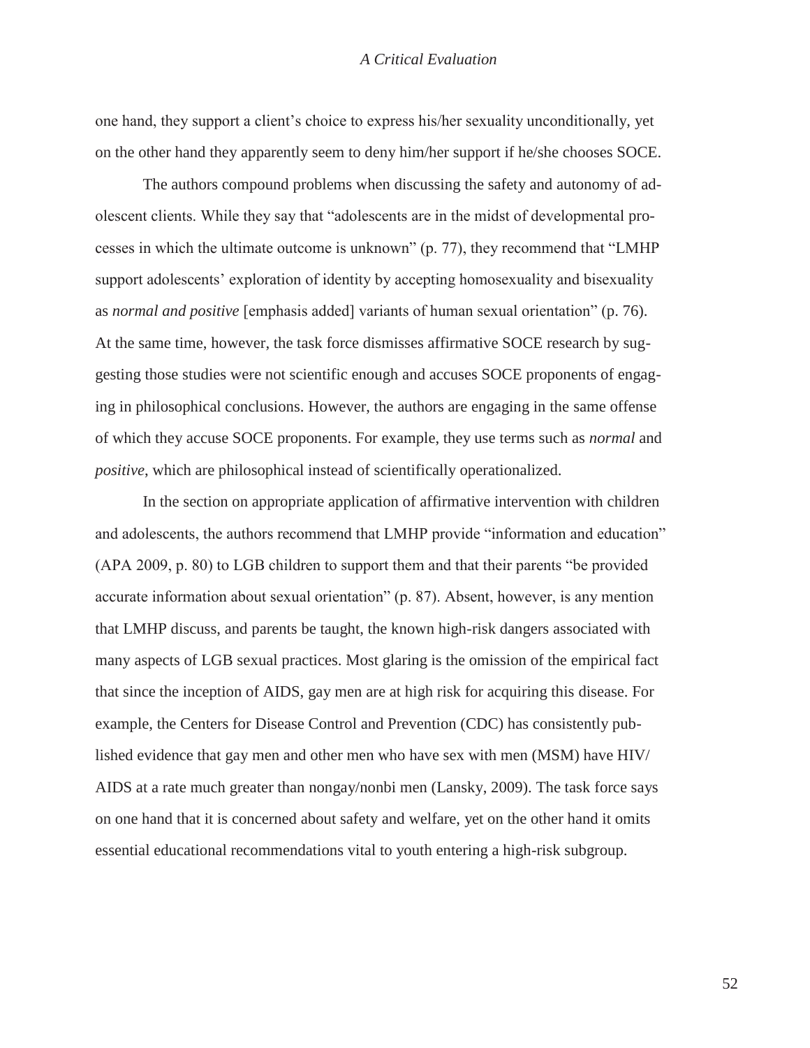one hand, they support a client's choice to express his/her sexuality unconditionally, yet on the other hand they apparently seem to deny him/her support if he/she chooses SOCE.

The authors compound problems when discussing the safety and autonomy of adolescent clients. While they say that "adolescents are in the midst of developmental processes in which the ultimate outcome is unknown" (p. 77), they recommend that "LMHP support adolescents' exploration of identity by accepting homosexuality and bisexuality as *normal and positive* [emphasis added] variants of human sexual orientation" (p. 76). At the same time, however, the task force dismisses affirmative SOCE research by suggesting those studies were not scientific enough and accuses SOCE proponents of engaging in philosophical conclusions. However, the authors are engaging in the same offense of which they accuse SOCE proponents. For example, they use terms such as *normal* and *positive*, which are philosophical instead of scientifically operationalized.

In the section on appropriate application of affirmative intervention with children and adolescents, the authors recommend that LMHP provide "information and education" (APA 2009, p. 80) to LGB children to support them and that their parents "be provided accurate information about sexual orientation" (p. 87). Absent, however, is any mention that LMHP discuss, and parents be taught, the known high-risk dangers associated with many aspects of LGB sexual practices. Most glaring is the omission of the empirical fact that since the inception of AIDS, gay men are at high risk for acquiring this disease. For example, the Centers for Disease Control and Prevention (CDC) has consistently published evidence that gay men and other men who have sex with men (MSM) have HIV/AIDS at a rate much greater than nongay/nonbi men (Lansky, 2009). The task force says on one hand that it is concerned about safety and welfare, yet on the other hand it omits essential educational recommendations vital to youth entering a high-risk subgroup.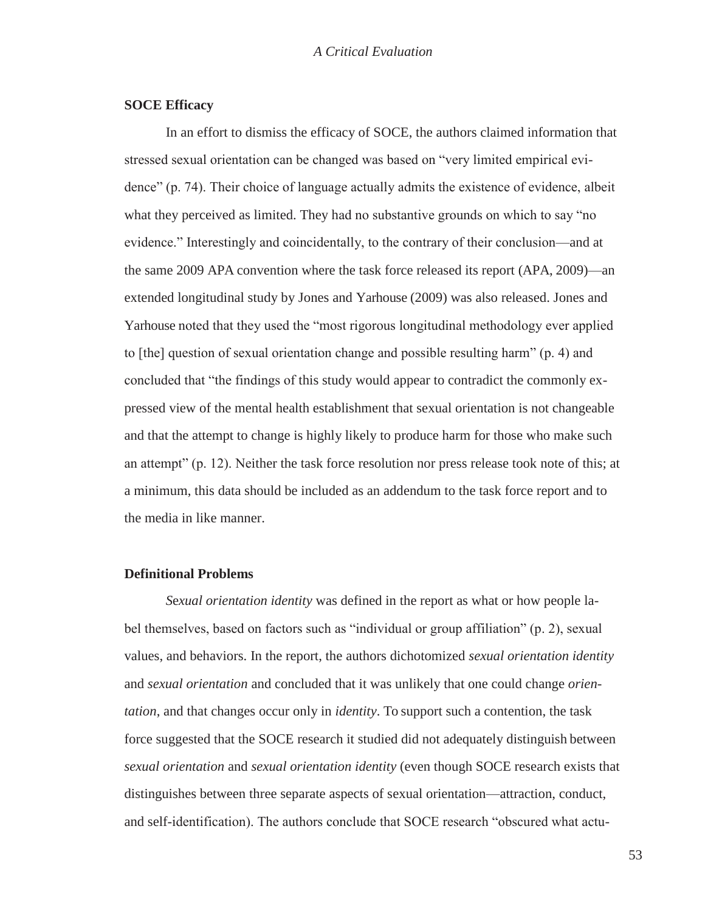## SOCE Efficacy

In an effort to dismiss the efficacy of SOCE, the authors claimed information that stressed sexual orientation can be changed was based on "very limited empirical evidence" (p. 74). Their choice of language actually admits the existence of evidence, albeit what they perceived as limited. They had no substantive grounds on which to say "no evidence." Interestingly and coincidentally, to the contrary of their conclusion—and at the same 2009 APA convention where the task force released its report (APA, 2009)—an extended longitudinal study by Jones and Yarhouse (2009) was also released. Jones and Yarhouse noted that they used the "most rigorous longitudinal methodology ever applied to [the] question of sexual orientation change and possible resulting harm" (p. 4) and concluded that "the findings of this study would appear to contradict the commonly expressed view of the mental health establishment that sexual orientation is not changeable and that the attempt to change is highly likely to produce harm for those who make such an attempt" (p. 12). Neither the task force resolution nor press release took note of this; at a minimum, this data should be included as an addendum to the task force report and to the media in like manner.

## Definitional Problems

*Sexual orientation identity* was defined in the report as what or how people label themselves, based on factors such as "individual or group affiliation" (p. 2), sexual values, and behaviors. In the report, the authors dichotomized *sexual orientation identity* and *sexual orientation* and concluded that it was unlikely that one could change *orientation*, and that changes occur only in *identity*. To support such a contention, the task force suggested that the SOCE research it studied did not adequately distinguish between *sexual orientation* and *sexual orientation identity* (even though SOCE research exists that distinguishes between three separate aspects of sexual orientation—attraction, conduct, and self-identification). The authors conclude that SOCE research "obscured what actu-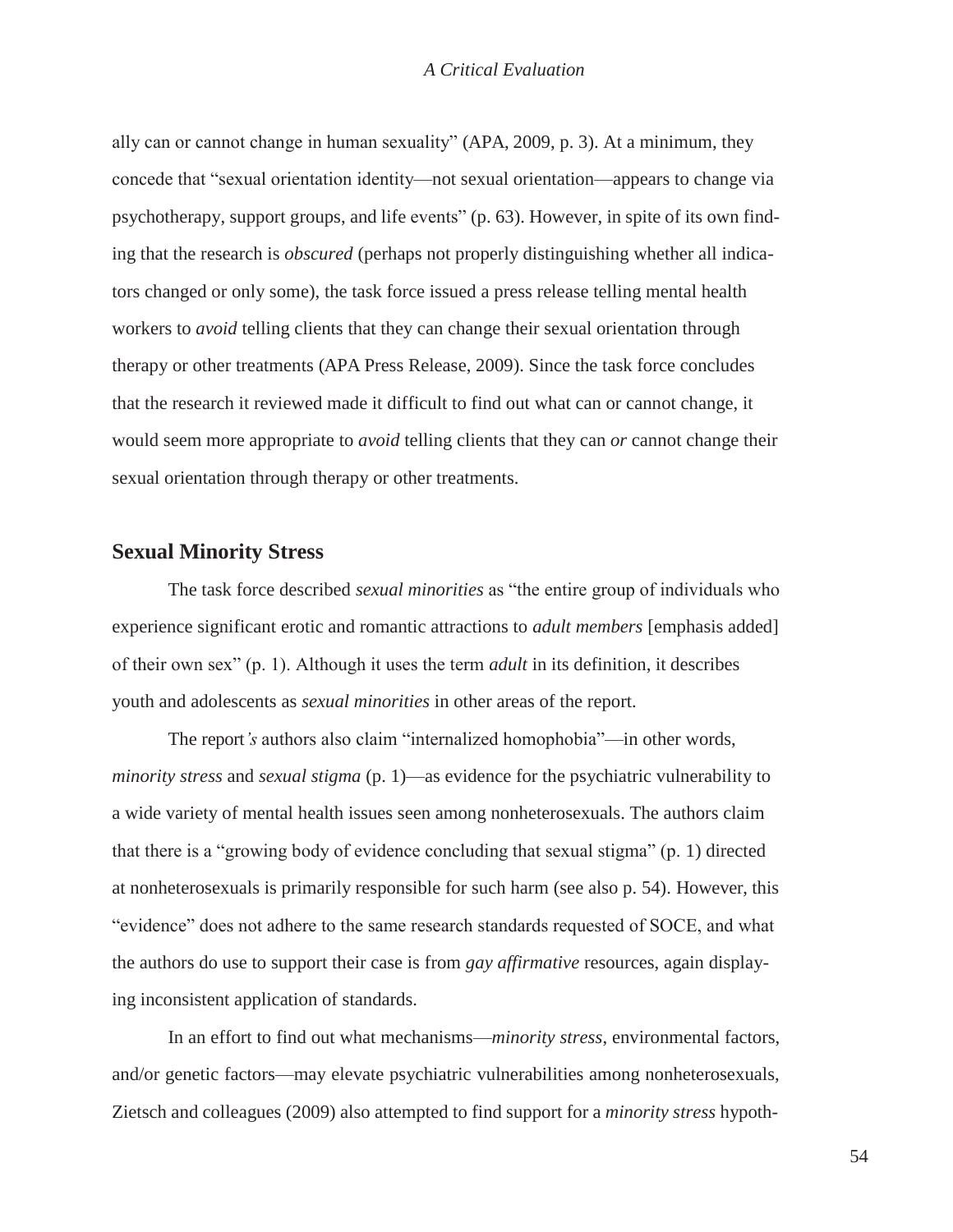ally can or cannot change in human sexuality" (APA, 2009, p. 3). At a minimum, they concede that "sexual orientation identity—not sexual orientation—appears to change via psychotherapy, support groups, and life events" (p. 63). However, in spite of its own finding that the research is *obscured* (perhaps not properly distinguishing whether all indicators changed or only some), the task force issued a press release telling mental health workers to *avoid* telling clients that they can change their sexual orientation through therapy or other treatments (APA Press Release, 2009). Since the task force concludes that the research it reviewed made it difficult to find out what can or cannot change, it would seem more appropriate to *avoid* telling clients that they can *or* cannot change their sexual orientation through therapy or other treatments.

## Sexual Minority Stress

The task force described *sexual minorities* as "the entire group of individuals who experience significant erotic and romantic attractions to *adult members* [emphasis added] of their own sex" (p. 1). Although it uses the term *adult* in its definition, it describes youth and adolescents as *sexual minorities* in other areas of the report.

The report*'s* authors also claim "internalized homophobia"—in other words, *minority stress* and *sexual stigma* (p. 1)—as evidence for the psychiatric vulnerability to a wide variety of mental health issues seen among nonheterosexuals. The authors claim that there is a "growing body of evidence concluding that sexual stigma" (p. 1) directed at nonheterosexuals is primarily responsible for such harm (see also p. 54). However, this "evidence" does not adhere to the same research standards requested of SOCE, and what the authors do use to support their case is from *gay affirmative* resources, again displaying inconsistent application of standards.

In an effort to find out what mechanisms—*minority stress*, environmental factors, and/or genetic factors—may elevate psychiatric vulnerabilities among nonheterosexuals, Zietsch and colleagues (2009) also attempted to find support for a *minority stress* hypoth-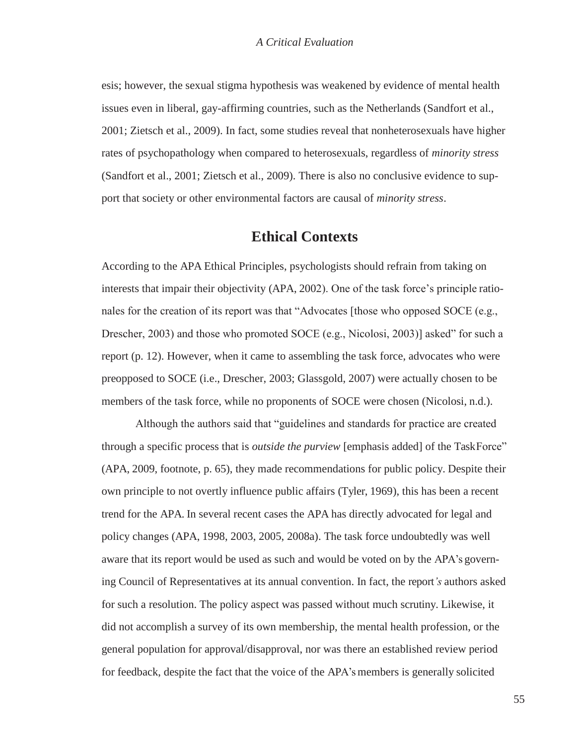esis; however, the sexual stigma hypothesis was weakened by evidence of mental health issues even in liberal, gay-affirming countries, such as the Netherlands (Sandfort et al., 2001; Zietsch et al., 2009). In fact, some studies reveal that nonheterosexuals have higher rates of psychopathology when compared to heterosexuals, regardless of *minority stress* (Sandfort et al., 2001; Zietsch et al., 2009). There is also no conclusive evidence to support that society or other environmental factors are causal of *minority stress*.

## Ethical Contexts

According to the APA Ethical Principles, psychologists should refrain from taking on interests that impair their objectivity (APA, 2002). One of the task force's principle rationales for the creation of its report was that "Advocates [those who opposed SOCE (e.g., Drescher, 2003) and those who promoted SOCE (e.g., Nicolosi, 2003)] asked" for such a report (p. 12). However, when it came to assembling the task force, advocates who were preopposed to SOCE (i.e., Drescher, 2003; Glassgold, 2007) were actually chosen to be members of the task force, while no proponents of SOCE were chosen (Nicolosi, n.d.).

Although the authors said that "guidelines and standards for practice are created through a specific process that is *outside the purview* [emphasis added] of the TaskForce" (APA, 2009, footnote, p. 65), they made recommendations for public policy. Despite their own principle to not overtly influence public affairs (Tyler, 1969), this has been a recent trend for the APA. In several recent cases the APA has directly advocated for legal and policy changes (APA, 1998, 2003, 2005, 2008a). The task force undoubtedly was well aware that its report would be used as such and would be voted on by the APA's governing Council of Representatives at its annual convention. In fact, the report*'s* authors asked for such a resolution. The policy aspect was passed without much scrutiny. Likewise, it did not accomplish a survey of its own membership, the mental health profession, or the general population for approval/disapproval, nor was there an established review period for feedback, despite the fact that the voice of the APA's members is generally solicited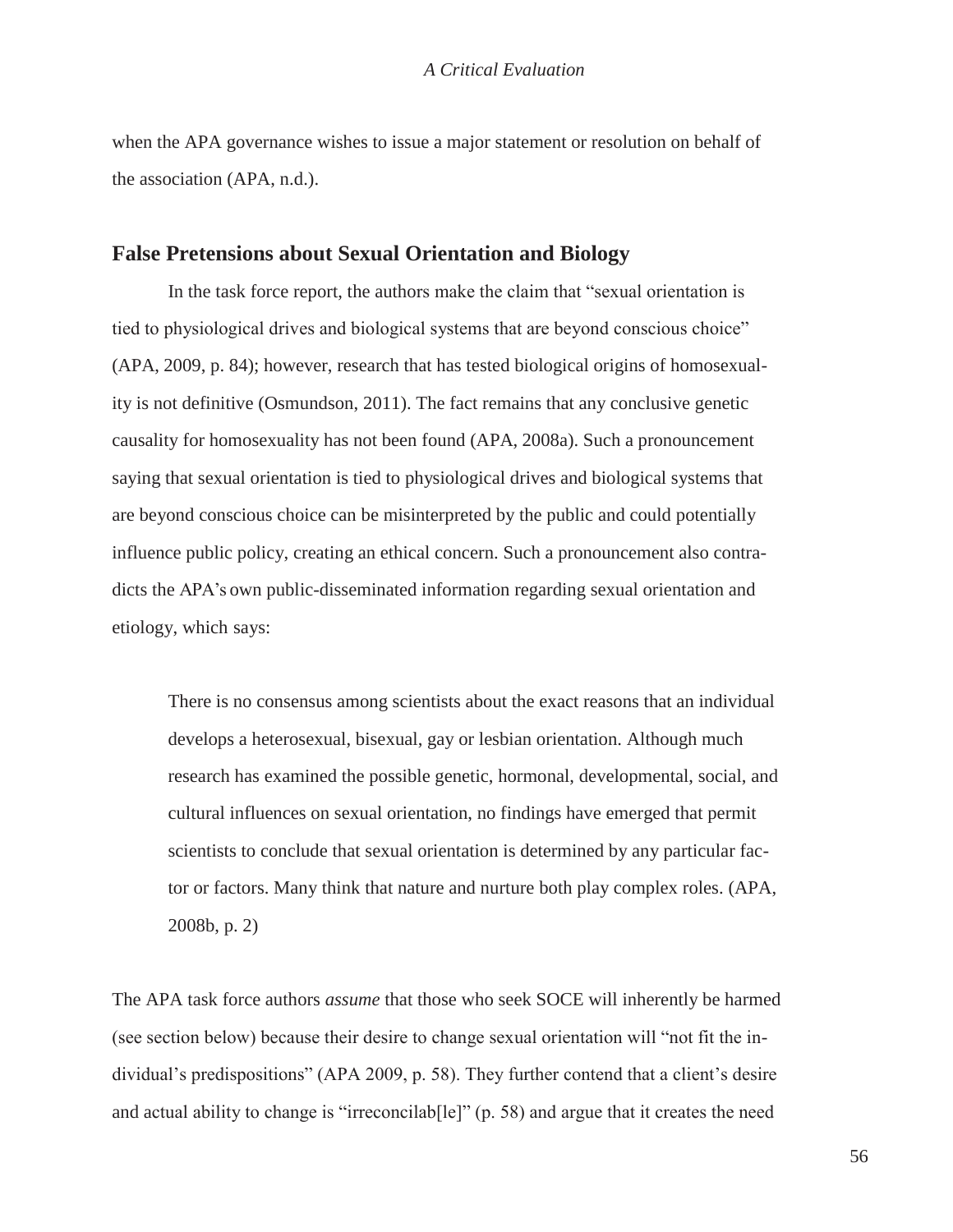when the APA governance wishes to issue a major statement or resolution on behalf of the association (APA, n.d.).

## False Pretensions about Sexual Orientation and Biology

In the task force report, the authors make the claim that "sexual orientation is tied to physiological drives and biological systems that are beyond conscious choice" (APA, 2009, p. 84); however, research that has tested biological origins of homosexuality is not definitive (Osmundson, 2011). The fact remains that any conclusive genetic causality for homosexuality has not been found (APA, 2008a). Such a pronouncement saying that sexual orientation is tied to physiological drives and biological systems that are beyond conscious choice can be misinterpreted by the public and could potentially influence public policy, creating an ethical concern. Such a pronouncement also contradicts the APA's own public-disseminated information regarding sexual orientation and etiology, which says:

> There is no consensus among scientists about the exact reasons that an individual develops a heterosexual, bisexual, gay or lesbian orientation. Although much research has examined the possible genetic, hormonal, developmental, social, and cultural influences on sexual orientation, no findings have emerged that permit scientists to conclude that sexual orientation is determined by any particular factor or factors. Many think that nature and nurture both play complex roles. (APA, 2008b, p. 2)

The APA task force authors *assume* that those who seek SOCE will inherently be harmed (see section below) because their desire to change sexual orientation will "not fit the individual's predispositions" (APA 2009, p. 58). They further contend that a client's desire and actual ability to change is "irreconcilab[le]" (p. 58) and argue that it creates the need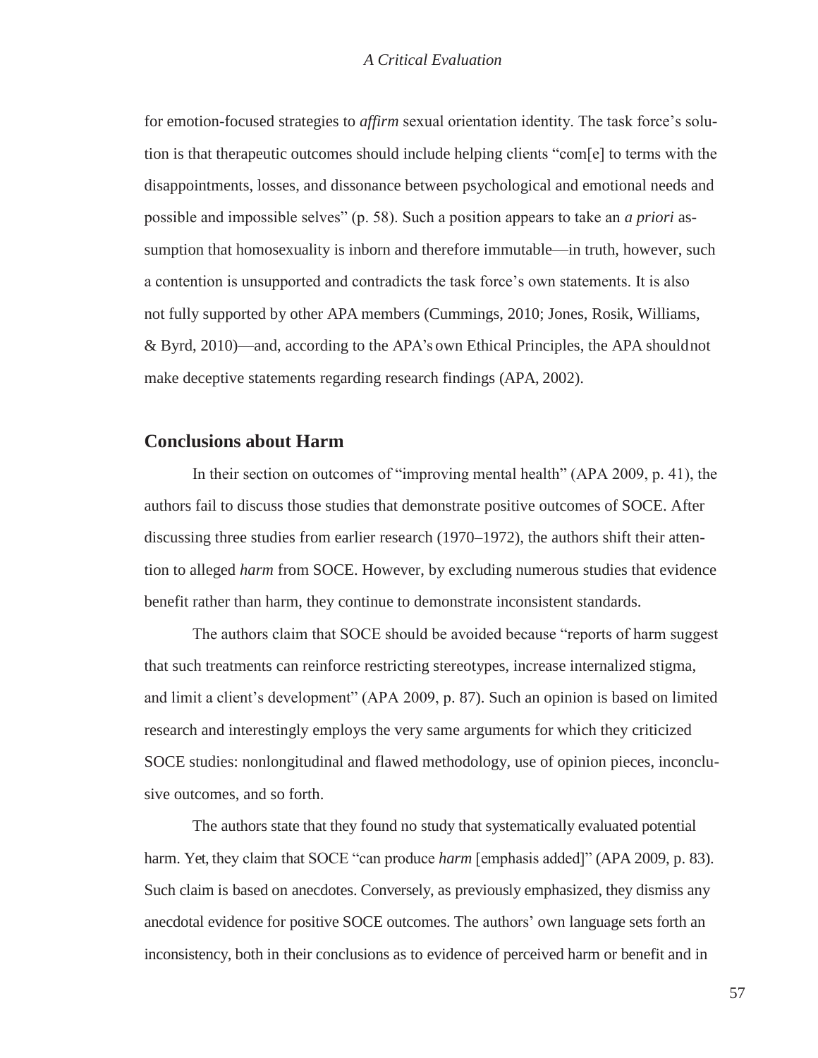for emotion-focused strategies to *affirm* sexual orientation identity. The task force's solution is that therapeutic outcomes should include helping clients "com[e] to terms with the disappointments, losses, and dissonance between psychological and emotional needs and possible and impossible selves" (p. 58). Such a position appears to take an *a priori* assumption that homosexuality is inborn and therefore immutable—in truth, however, such a contention is unsupported and contradicts the task force's own statements. It is also not fully supported by other APA members (Cummings, 2010; Jones, Rosik, Williams, & Byrd, 2010)—and, according to the APA's own Ethical Principles, the APA should not make deceptive statements regarding research findings (APA, 2002).

## Conclusions about Harm

In their section on outcomes of "improving mental health" (APA 2009, p. 41), the authors fail to discuss those studies that demonstrate positive outcomes of SOCE. After discussing three studies from earlier research (1970–1972), the authors shift their attention to alleged *harm* from SOCE. However, by excluding numerous studies that evidence benefit rather than harm, they continue to demonstrate inconsistent standards.

The authors claim that SOCE should be avoided because "reports of harm suggest that such treatments can reinforce restricting stereotypes, increase internalized stigma, and limit a client's development" (APA 2009, p. 87). Such an opinion is based on limited research and interestingly employs the very same arguments for which they criticized SOCE studies: nonlongitudinal and flawed methodology, use of opinion pieces, inconclusive outcomes, and so forth.

The authors state that they found no study that systematically evaluated potential harm. Yet, they claim that SOCE "can produce *harm* [emphasis added]" (APA 2009, p. 83). Such claim is based on anecdotes. Conversely, as previously emphasized, they dismiss any anecdotal evidence for positive SOCE outcomes. The authors' own language sets forth an inconsistency, both in their conclusions as to evidence of perceived harm or benefit and in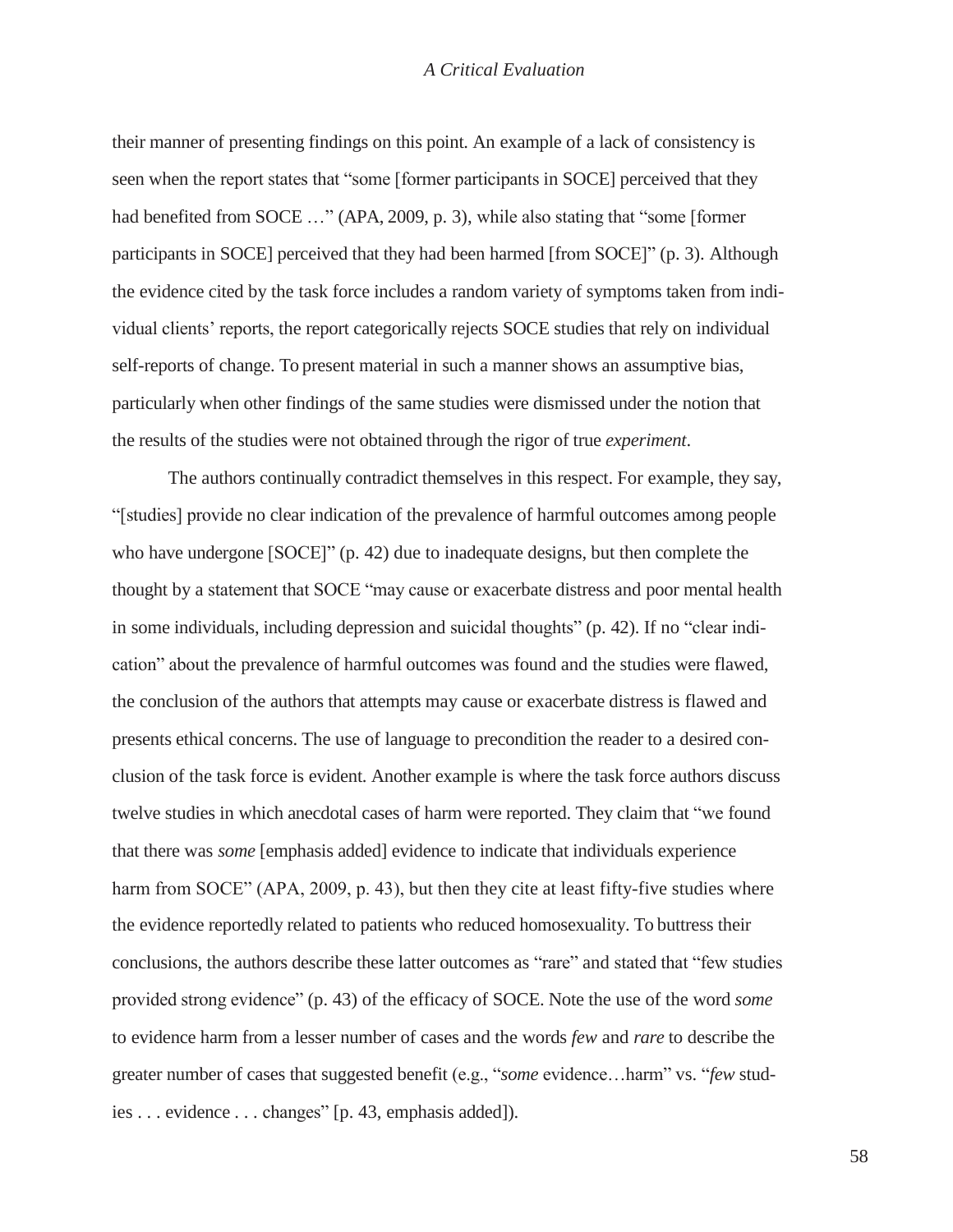their manner of presenting findings on this point. An example of a lack of consistency is seen when the report states that "some [former participants in SOCE] perceived that they had benefited from SOCE …" (APA, 2009, p. 3), while also stating that "some [former participants in SOCE] perceived that they had been harmed [from SOCE]" (p. 3). Although the evidence cited by the task force includes a random variety of symptoms taken from individual clients' reports, the report categorically rejects SOCE studies that rely on individual self-reports of change. To present material in such a manner shows an assumptive bias, particularly when other findings of the same studies were dismissed under the notion that the results of the studies were not obtained through the rigor of true *experiment*.

The authors continually contradict themselves in this respect. For example, they say, "[studies] provide no clear indication of the prevalence of harmful outcomes among people who have undergone [SOCE]" (p. 42) due to inadequate designs, but then complete the thought by a statement that SOCE "may cause or exacerbate distress and poor mental health in some individuals, including depression and suicidal thoughts" (p. 42). If no "clear indication" about the prevalence of harmful outcomes was found and the studies were flawed, the conclusion of the authors that attempts may cause or exacerbate distress is flawed and presents ethical concerns. The use of language to precondition the reader to a desired conclusion of the task force is evident. Another example is where the task force authors discuss twelve studies in which anecdotal cases of harm were reported. They claim that "we found that there was *some* [emphasis added] evidence to indicate that individuals experience harm from SOCE" (APA, 2009, p. 43), but then they cite at least fifty-five studies where the evidence reportedly related to patients who reduced homosexuality. To buttress their conclusions, the authors describe these latter outcomes as "rare" and stated that "few studies provided strong evidence" (p. 43) of the efficacy of SOCE. Note the use of the word *some* to evidence harm from a lesser number of cases and the words *few* and *rare* to describe the greater number of cases that suggested benefit (e.g., "*some* evidence…harm" vs. "*few* studies . . . evidence . . . changes" [p. 43, emphasis added]).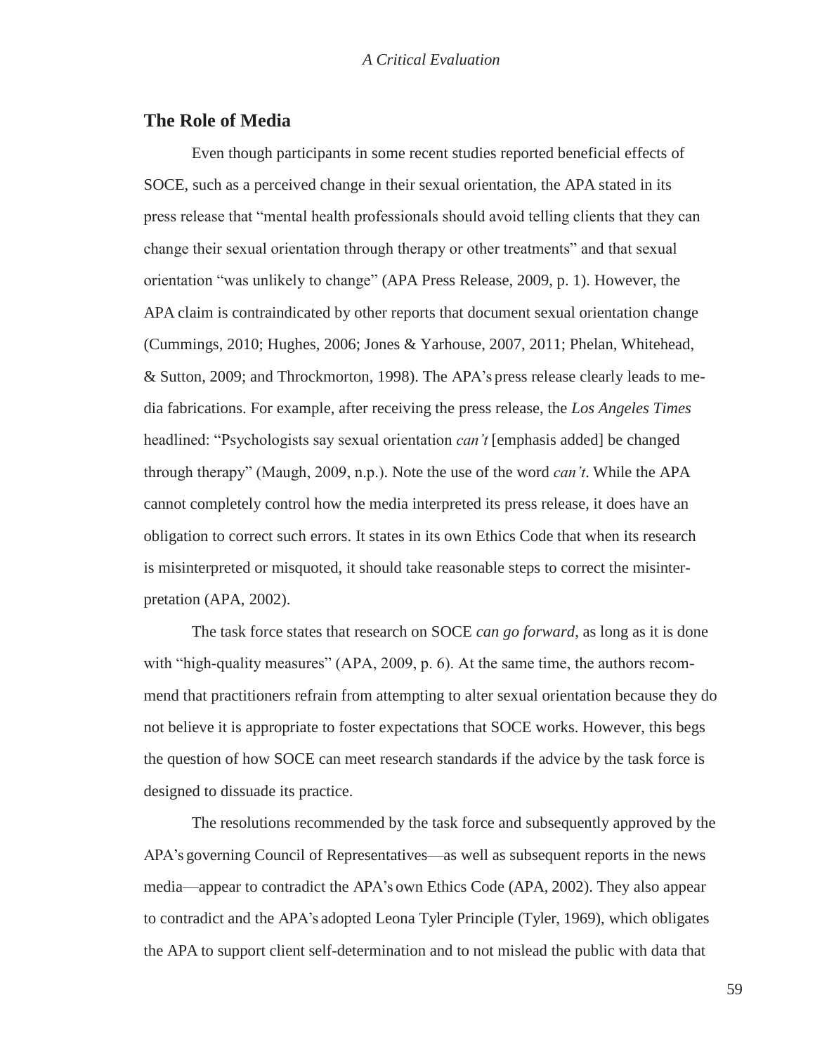## The Role of Media

Even though participants in some recent studies reported beneficial effects of SOCE, such as a perceived change in their sexual orientation, the APA stated in its press release that "mental health professionals should avoid telling clients that they can change their sexual orientation through therapy or other treatments" and that sexual orientation "was unlikely to change" (APA Press Release, 2009, p. 1). However, the APA claim is contraindicated by other reports that document sexual orientation change (Cummings, 2010; Hughes, 2006; Jones & Yarhouse, 2007, 2011; Phelan, Whitehead, & Sutton, 2009; and Throckmorton, 1998). The APA's press release clearly leads to media fabrications. For example, after receiving the press release, the *Los Angeles Times* headlined: "Psychologists say sexual orientation *can't* [emphasis added] be changed through therapy" (Maugh, 2009, n.p.). Note the use of the word *can't*. While the APA cannot completely control how the media interpreted its press release, it does have an obligation to correct such errors. It states in its own Ethics Code that when its research is misinterpreted or misquoted, it should take reasonable steps to correct the misinterpretation (APA, 2002).

The task force states that research on SOCE *can go forward*, as long as it is done with "high-quality measures" (APA, 2009, p. 6). At the same time, the authors recommend that practitioners refrain from attempting to alter sexual orientation because they do not believe it is appropriate to foster expectations that SOCE works. However, this begs the question of how SOCE can meet research standards if the advice by the task force is designed to dissuade its practice.

The resolutions recommended by the task force and subsequently approved by the APA's governing Council of Representatives—as well as subsequent reports in the news media—appear to contradict the APA's own Ethics Code (APA, 2002). They also appear to contradict and the APA's adopted Leona Tyler Principle (Tyler, 1969), which obligates the APA to support client self-determination and to not mislead the public with data that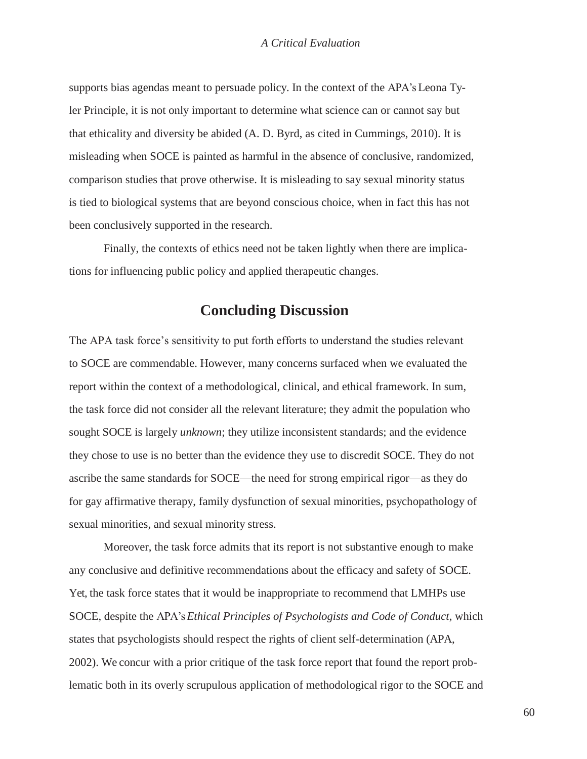supports bias agendas meant to persuade policy. In the context of the APA's Leona Tyler Principle, it is not only important to determine what science can or cannot say but that ethicality and diversity be abided (A. D. Byrd, as cited in Cummings, 2010). It is misleading when SOCE is painted as harmful in the absence of conclusive, randomized, comparison studies that prove otherwise. It is misleading to say sexual minority status is tied to biological systems that are beyond conscious choice, when in fact this has not been conclusively supported in the research.

Finally, the contexts of ethics need not be taken lightly when there are implications for influencing public policy and applied therapeutic changes.

## Concluding Discussion

The APA task force's sensitivity to put forth efforts to understand the studies relevant to SOCE are commendable. However, many concerns surfaced when we evaluated the report within the context of a methodological, clinical, and ethical framework. In sum, the task force did not consider all the relevant literature; they admit the population who sought SOCE is largely *unknown*; they utilize inconsistent standards; and the evidence they chose to use is no better than the evidence they use to discredit SOCE. They do not ascribe the same standards for SOCE—the need for strong empirical rigor—as they do for gay affirmative therapy, family dysfunction of sexual minorities, psychopathology of sexual minorities, and sexual minority stress.

Moreover, the task force admits that its report is not substantive enough to make any conclusive and definitive recommendations about the efficacy and safety of SOCE. Yet, the task force states that it would be inappropriate to recommend that LMHPs use SOCE, despite the APA's *Ethical Principles of Psychologists and Code of Conduct*, which states that psychologists should respect the rights of client self-determination (APA, 2002). We concur with a prior critique of the task force report that found the report problematic both in its overly scrupulous application of methodological rigor to the SOCE and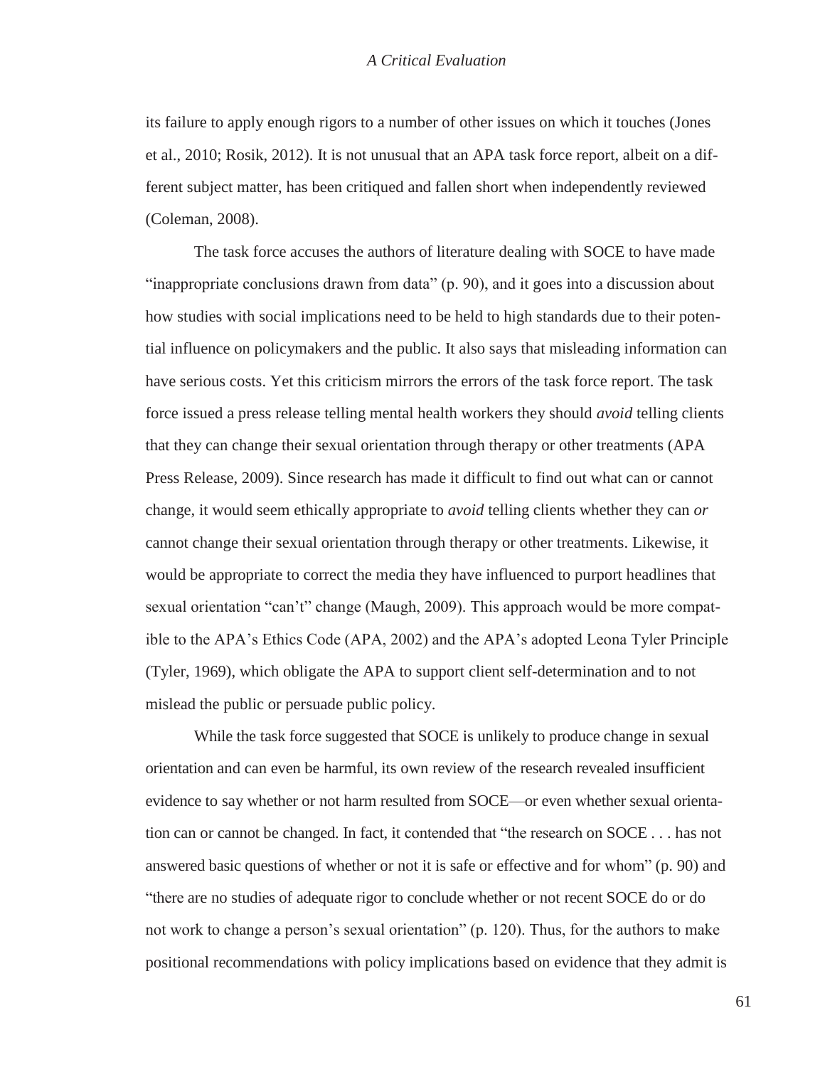its failure to apply enough rigors to a number of other issues on which it touches (Jones et al., 2010; Rosik, 2012). It is not unusual that an APA task force report, albeit on a different subject matter, has been critiqued and fallen short when independently reviewed (Coleman, 2008).

The task force accuses the authors of literature dealing with SOCE to have made "inappropriate conclusions drawn from data" (p. 90), and it goes into a discussion about how studies with social implications need to be held to high standards due to their potential influence on policymakers and the public. It also says that misleading information can have serious costs. Yet this criticism mirrors the errors of the task force report. The task force issued a press release telling mental health workers they should *avoid* telling clients that they can change their sexual orientation through therapy or other treatments (APA Press Release, 2009). Since research has made it difficult to find out what can or cannot change, it would seem ethically appropriate to *avoid* telling clients whether they can *or* cannot change their sexual orientation through therapy or other treatments. Likewise, it would be appropriate to correct the media they have influenced to purport headlines that sexual orientation "can't" change (Maugh, 2009). This approach would be more compatible to the APA's Ethics Code (APA, 2002) and the APA's adopted Leona Tyler Principle (Tyler, 1969), which obligate the APA to support client self-determination and to not mislead the public or persuade public policy.

While the task force suggested that SOCE is unlikely to produce change in sexual orientation and can even be harmful, its own review of the research revealed insufficient evidence to say whether or not harm resulted from SOCE—or even whether sexual orientation can or cannot be changed. In fact, it contended that "the research on SOCE . . . has not answered basic questions of whether or not it is safe or effective and for whom" (p. 90) and "there are no studies of adequate rigor to conclude whether or not recent SOCE do or do not work to change a person's sexual orientation" (p. 120). Thus, for the authors to make positional recommendations with policy implications based on evidence that they admit is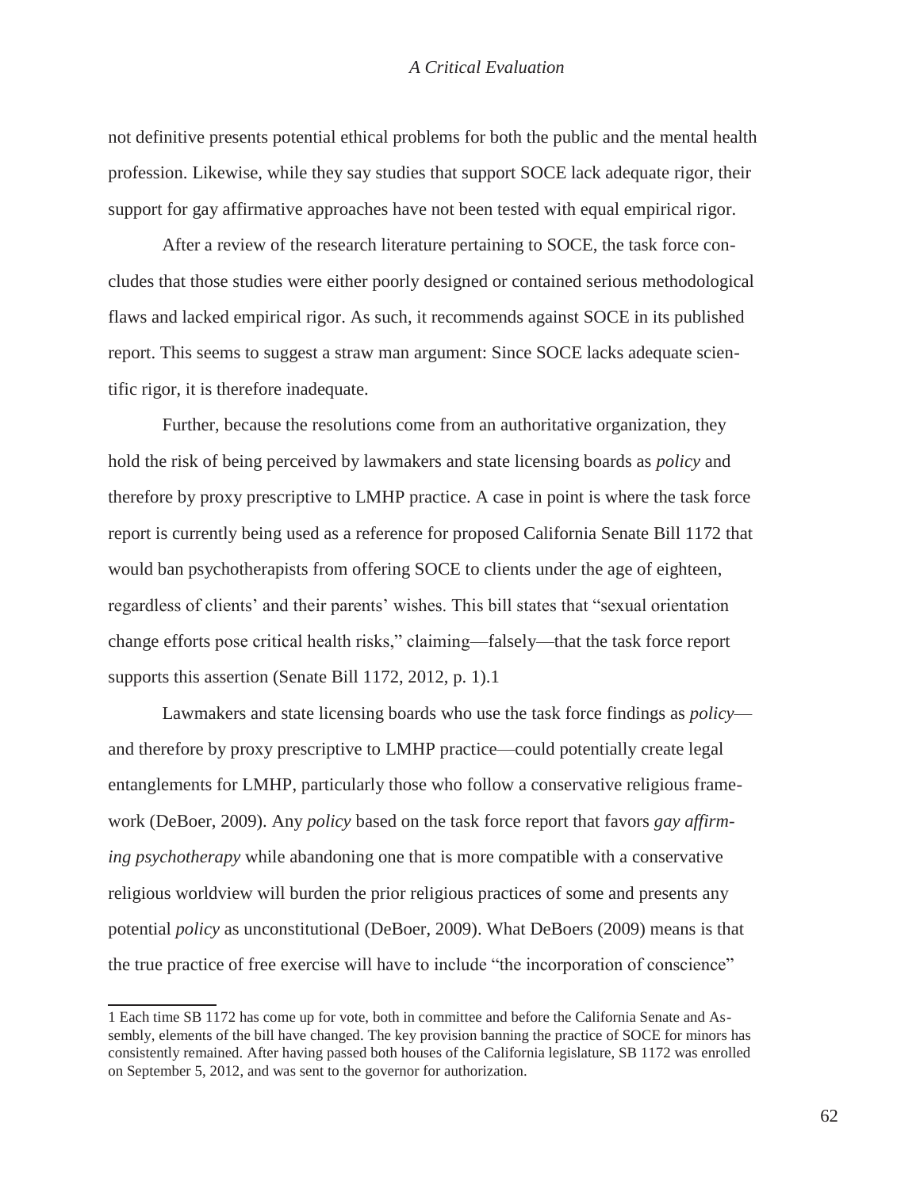not definitive presents potential ethical problems for both the public and the mental health profession. Likewise, while they say studies that support SOCE lack adequate rigor, their support for gay affirmative approaches have not been tested with equal empirical rigor.

After a review of the research literature pertaining to SOCE, the task force concludes that those studies were either poorly designed or contained serious methodological flaws and lacked empirical rigor. As such, it recommends against SOCE in its published report. This seems to suggest a straw man argument: Since SOCE lacks adequate scientific rigor, it is therefore inadequate.

Further, because the resolutions come from an authoritative organization, they hold the risk of being perceived by lawmakers and state licensing boards as *policy* and therefore by proxy prescriptive to LMHP practice. A case in point is where the task force report is currently being used as a reference for proposed California Senate Bill 1172 that would ban psychotherapists from offering SOCE to clients under the age of eighteen, regardless of clients' and their parents' wishes. This bill states that "sexual orientation change efforts pose critical health risks," claiming—falsely—that the task force report supports this assertion (Senate Bill 1172, 2012, p. 1).[1]

Lawmakers and state licensing boards who use the task force findings as *policy*—and therefore by proxy prescriptive to LMHP practice—could potentially create legal entanglements for LMHP, particularly those who follow a conservative religious framework (DeBoer, 2009). Any *policy* based on the task force report that favors *gay affirming psychotherapy* while abandoning one that is more compatible with a conservative religious worldview will burden the prior religious practices of some and presents any potential *policy* as unconstitutional (DeBoer, 2009). What DeBoers (2009) means is that the true practice of free exercise will have to include "the incorporation of conscience"

---

[1] Each time SB 1172 has come up for vote, both in committee and before the California Senate and Assembly, elements of the bill have changed. The key provision banning the practice of SOCE for minors has consistently remained. After having passed both houses of the California legislature, SB 1172 was enrolled on September 5, 2012, and was sent to the governor for authorization.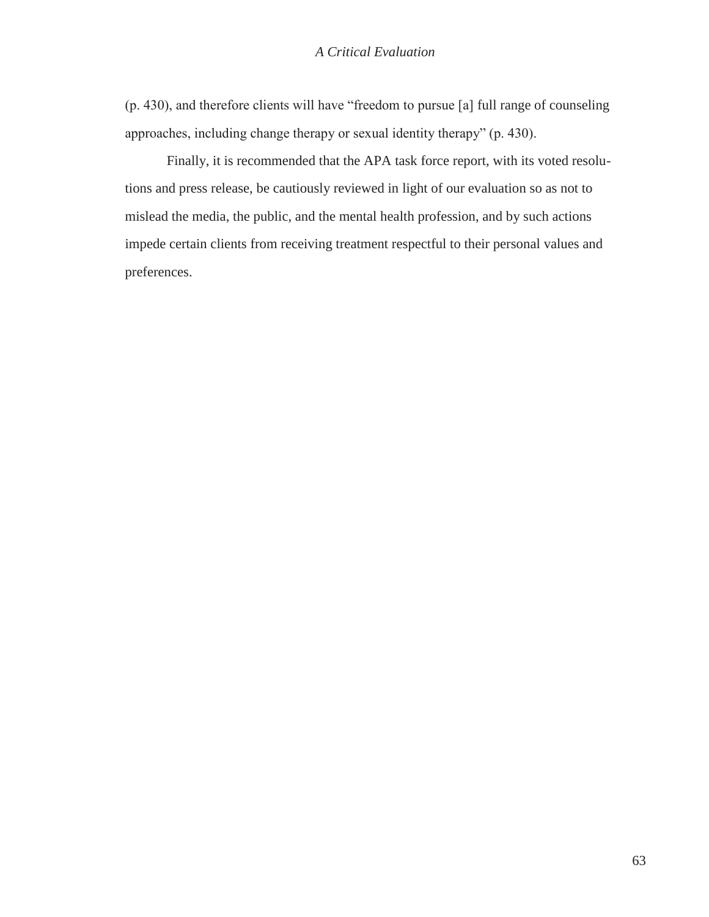(p. 430), and therefore clients will have "freedom to pursue [a] full range of counseling approaches, including change therapy or sexual identity therapy" (p. 430).

Finally, it is recommended that the APA task force report, with its voted resolutions and press release, be cautiously reviewed in light of our evaluation so as not to mislead the media, the public, and the mental health profession, and by such actions impede certain clients from receiving treatment respectful to their personal values and preferences.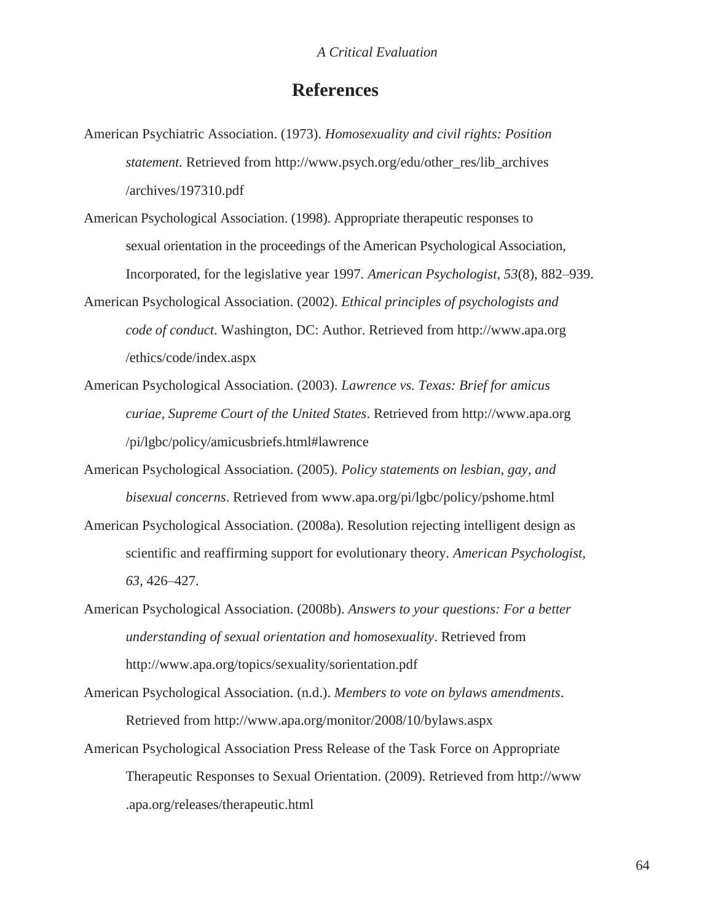## References

American Psychiatric Association. (1973). *Homosexuality and civil rights: Position statement.* Retrieved from http://www.psych.org/edu/other_res/lib_archives/archives/197310.pdf

American Psychological Association. (1998). Appropriate therapeutic responses to sexual orientation in the proceedings of the American Psychological Association, Incorporated, for the legislative year 1997. *American Psychologist, 53*(8), 882–939.

American Psychological Association. (2002). *Ethical principles of psychologists and code of conduct*. Washington, DC: Author. Retrieved from http://www.apa.org/ethics/code/index.aspx

American Psychological Association. (2003). *Lawrence vs. Texas: Brief for amicus curiae, Supreme Court of the United States*. Retrieved from http://www.apa.org/pi/lgbc/policy/amicusbriefs.html#lawrence

American Psychological Association. (2005). *Policy statements on lesbian, gay, and bisexual concerns*. Retrieved from www.apa.org/pi/lgbc/policy/pshome.html

American Psychological Association. (2008a). Resolution rejecting intelligent design as scientific and reaffirming support for evolutionary theory. *American Psychologist, 63*, 426–427.

American Psychological Association. (2008b). *Answers to your questions: For a better understanding of sexual orientation and homosexuality*. Retrieved from http://www.apa.org/topics/sexuality/sorientation.pdf

American Psychological Association. (n.d.). *Members to vote on bylaws amendments*. Retrieved from http://www.apa.org/monitor/2008/10/bylaws.aspx

American Psychological Association Press Release of the Task Force on Appropriate Therapeutic Responses to Sexual Orientation. (2009). Retrieved from http://www.apa.org/releases/therapeutic.html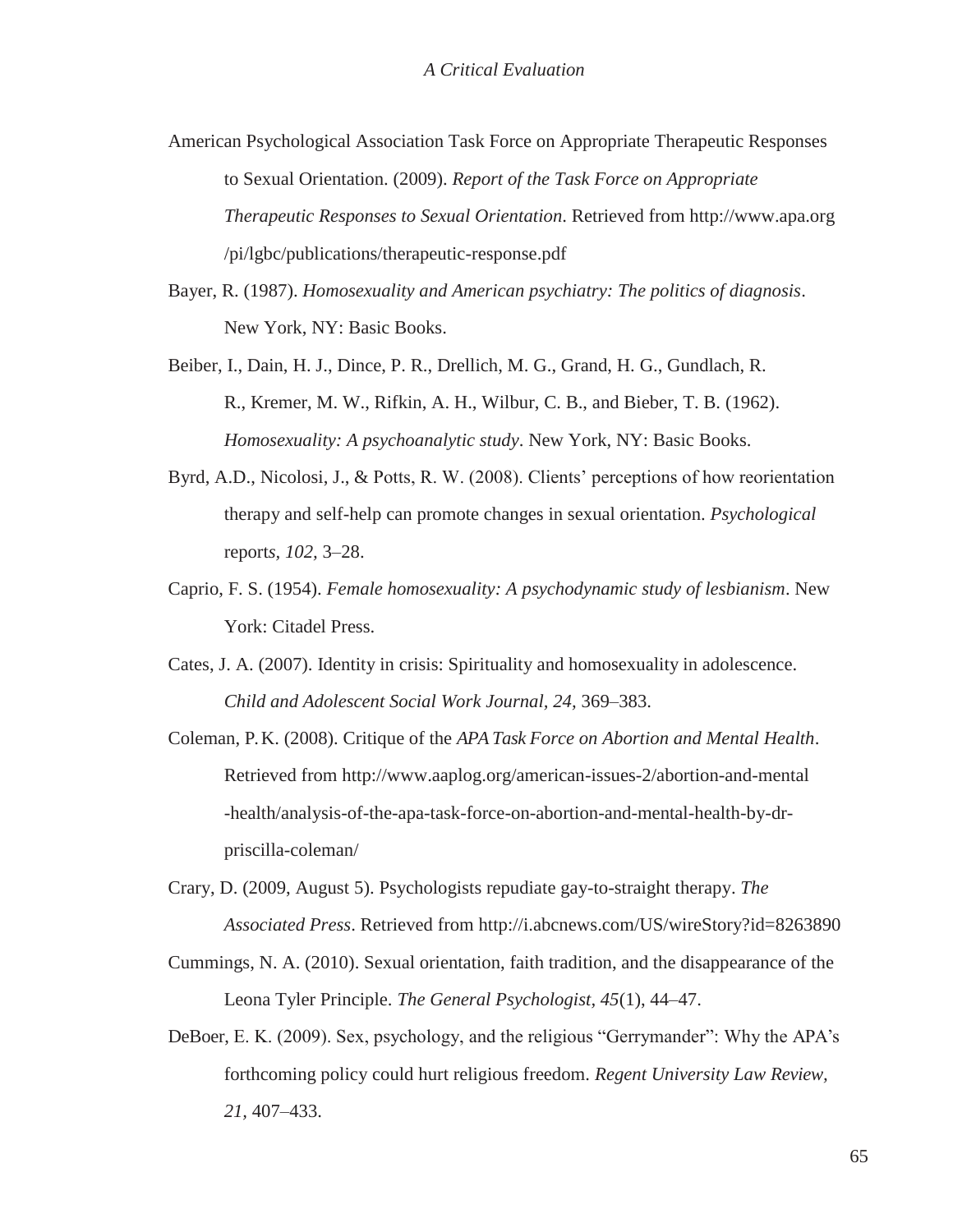American Psychological Association Task Force on Appropriate Therapeutic Responses to Sexual Orientation. (2009). *Report of the Task Force on Appropriate Therapeutic Responses to Sexual Orientation*. Retrieved from http://www.apa.org/pi/lgbc/publications/therapeutic-response.pdf

Bayer, R. (1987). *Homosexuality and American psychiatry: The politics of diagnosis*. New York, NY: Basic Books.

Beiber, I., Dain, H. J., Dince, P. R., Drellich, M. G., Grand, H. G., Gundlach, R. R., Kremer, M. W., Rifkin, A. H., Wilbur, C. B., and Bieber, T. B. (1962). *Homosexuality: A psychoanalytic study*. New York, NY: Basic Books.

Byrd, A.D., Nicolosi, J., & Potts, R. W. (2008). Clients' perceptions of how reorientation therapy and self-help can promote changes in sexual orientation. *Psychological* report*s, 102*, 3–28.

Caprio, F. S. (1954). *Female homosexuality: A psychodynamic study of lesbianism*. New York: Citadel Press.

Cates, J. A. (2007). Identity in crisis: Spirituality and homosexuality in adolescence. *Child and Adolescent Social Work Journal, 24*, 369–383.

Coleman, P. K. (2008). Critique of the *APA Task Force on Abortion and Mental Health*. Retrieved from http://www.aaplog.org/american-issues-2/abortion-and-mental-health/analysis-of-the-apa-task-force-on-abortion-and-mental-health-by-dr-priscilla-coleman/

Crary, D. (2009, August 5). Psychologists repudiate gay-to-straight therapy. *The Associated Press*. Retrieved from http://i.abcnews.com/US/wireStory?id=8263890

Cummings, N. A. (2010). Sexual orientation, faith tradition, and the disappearance of the Leona Tyler Principle. *The General Psychologist, 45*(1), 44–47.

DeBoer, E. K. (2009). Sex, psychology, and the religious "Gerrymander": Why the APA's forthcoming policy could hurt religious freedom. *Regent University Law Review, 21*, 407–433.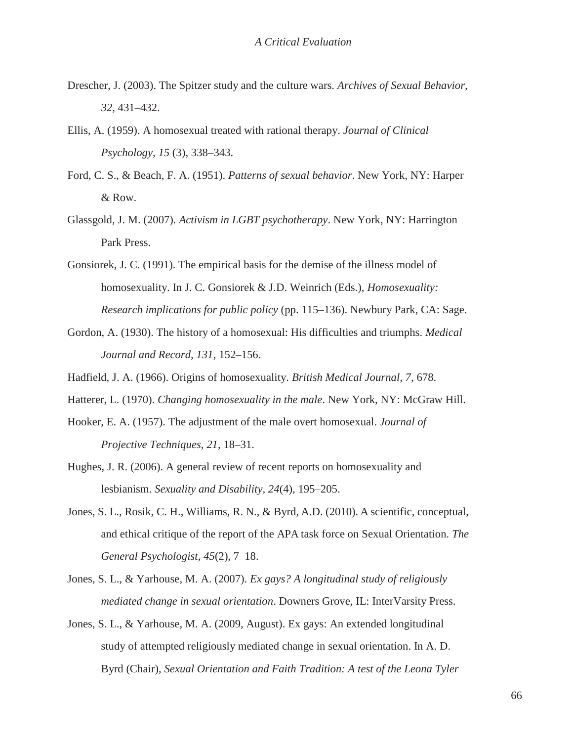Drescher, J. (2003). The Spitzer study and the culture wars. *Archives of Sexual Behavior, 32,* 431–432.

Ellis, A. (1959). A homosexual treated with rational therapy. *Journal of Clinical Psychology, 15* (3), 338–343.

Ford, C. S., & Beach, F. A. (1951). *Patterns of sexual behavior*. New York, NY: Harper & Row.

Glassgold, J. M. (2007). *Activism in LGBT psychotherapy*. New York, NY: Harrington Park Press.

Gonsiorek, J. C. (1991). The empirical basis for the demise of the illness model of homosexuality. In J. C. Gonsiorek & J.D. Weinrich (Eds.), *Homosexuality: Research implications for public policy* (pp. 115–136). Newbury Park, CA: Sage.

Gordon, A. (1930). The history of a homosexual: His difficulties and triumphs. *Medical Journal and Record, 131,* 152–156.

Hadfield, J. A. (1966). Origins of homosexuality. *British Medical Journal, 7,* 678.

Hatterer, L. (1970). *Changing homosexuality in the male*. New York, NY: McGraw Hill.

Hooker, E. A. (1957). The adjustment of the male overt homosexual. *Journal of Projective Techniques, 21,* 18–31.

Hughes, J. R. (2006). A general review of recent reports on homosexuality and lesbianism. *Sexuality and Disability*, *24*(4), 195–205.

Jones, S. L., Rosik, C. H., Williams, R. N., & Byrd, A.D. (2010). A scientific, conceptual, and ethical critique of the report of the APA task force on Sexual Orientation. *The General Psychologist, 45*(2), 7–18.

Jones, S. L., & Yarhouse, M. A. (2007). *Ex gays? A longitudinal study of religiously mediated change in sexual orientation*. Downers Grove, IL: InterVarsity Press.

Jones, S. L., & Yarhouse, M. A. (2009, August). Ex gays: An extended longitudinal study of attempted religiously mediated change in sexual orientation. In A. D. Byrd (Chair), *Sexual Orientation and Faith Tradition: A test of the Leona Tyler*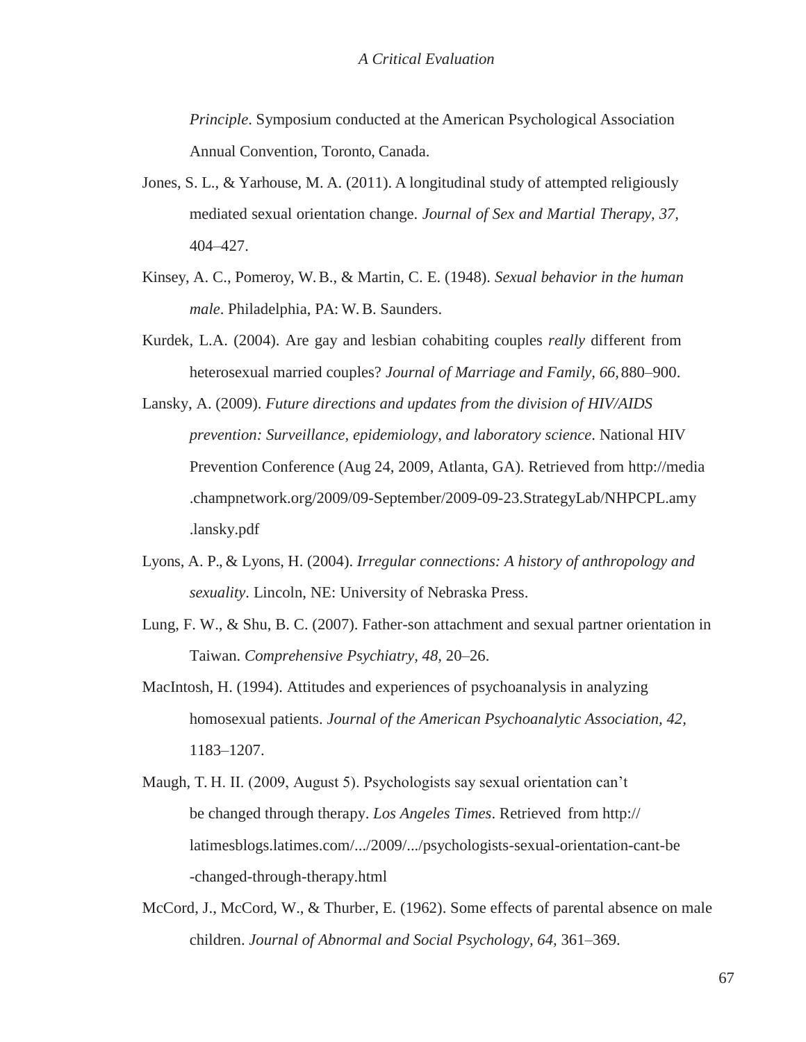*Principle*. Symposium conducted at the American Psychological Association Annual Convention, Toronto, Canada.

Jones, S. L., & Yarhouse, M. A. (2011). A longitudinal study of attempted religiously mediated sexual orientation change. *Journal of Sex and Martial Therapy, 37,* 404–427.

Kinsey, A. C., Pomeroy, W. B., & Martin, C. E. (1948). *Sexual behavior in the human male*. Philadelphia, PA: W. B. Saunders.

Kurdek, L.A. (2004). Are gay and lesbian cohabiting couples *really* different from heterosexual married couples? *Journal of Marriage and Family, 66,* 880–900.

Lansky, A. (2009). *Future directions and updates from the division of HIV/AIDS prevention: Surveillance, epidemiology, and laboratory science*. National HIV Prevention Conference (Aug 24, 2009, Atlanta, GA). Retrieved from http://media.champnetwork.org/2009/09-September/2009-09-23.StrategyLab/NHPCPL.amy.lansky.pdf

Lyons, A. P., & Lyons, H. (2004). *Irregular connections: A history of anthropology and sexuality*. Lincoln, NE: University of Nebraska Press.

Lung, F. W., & Shu, B. C. (2007). Father-son attachment and sexual partner orientation in Taiwan. *Comprehensive Psychiatry, 48,* 20–26.

MacIntosh, H. (1994). Attitudes and experiences of psychoanalysis in analyzing homosexual patients. *Journal of the American Psychoanalytic Association, 42,* 1183–1207.

Maugh, T. H. II. (2009, August 5). Psychologists say sexual orientation can't be changed through therapy. *Los Angeles Times*. Retrieved from http://latimesblogs.latimes.com/.../2009/.../psychologists-sexual-orientation-cant-be-changed-through-therapy.html

McCord, J., McCord, W., & Thurber, E. (1962). Some effects of parental absence on male children. *Journal of Abnormal and Social Psychology, 64,* 361–369.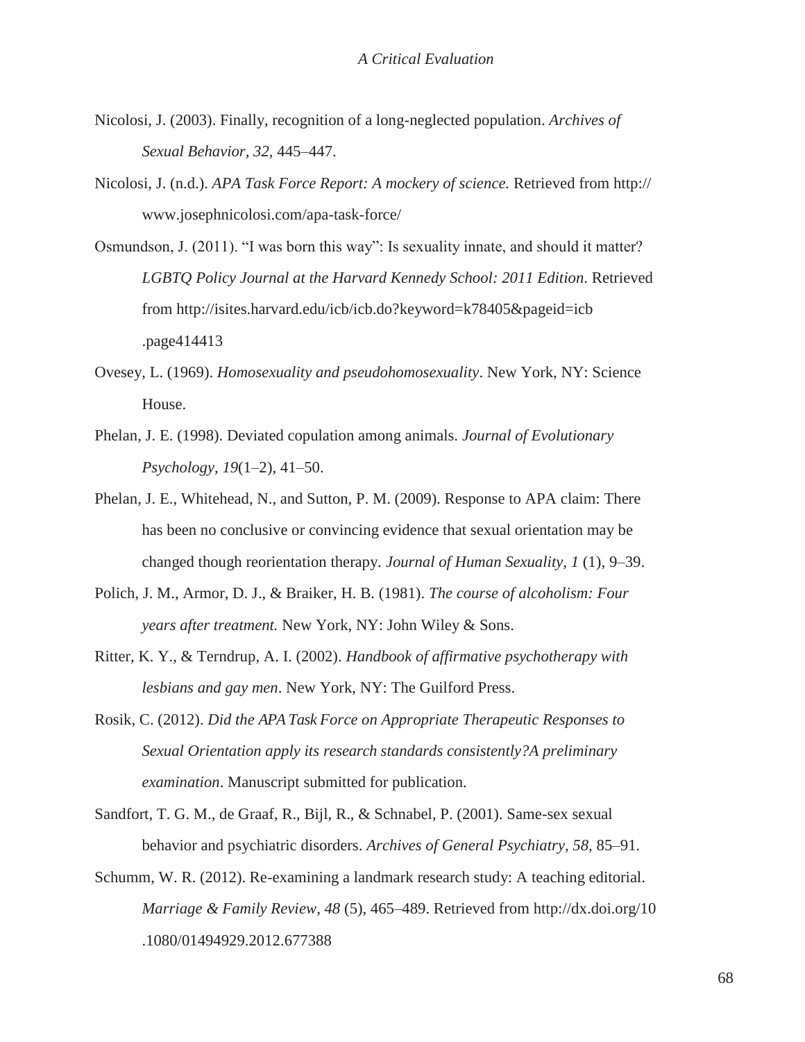Nicolosi, J. (2003). Finally, recognition of a long-neglected population. *Archives of Sexual Behavior, 32,* 445–447.

Nicolosi, J. (n.d.). *APA Task Force Report: A mockery of science.* Retrieved from http://www.josephnicolosi.com/apa-task-force/

Osmundson, J. (2011). "I was born this way": Is sexuality innate, and should it matter? *LGBTQ Policy Journal at the Harvard Kennedy School: 2011 Edition*. Retrieved from http://isites.harvard.edu/icb/icb.do?keyword=k78405&pageid=icb.page414413

Ovesey, L. (1969). *Homosexuality and pseudohomosexuality*. New York, NY: Science House.

Phelan, J. E. (1998). Deviated copulation among animals. *Journal of Evolutionary Psychology, 19*(1–2), 41–50.

Phelan, J. E., Whitehead, N., and Sutton, P. M. (2009). Response to APA claim: There has been no conclusive or convincing evidence that sexual orientation may be changed though reorientation therapy. *Journal of Human Sexuality, 1* (1), 9–39.

Polich, J. M., Armor, D. J., & Braiker, H. B. (1981). *The course of alcoholism: Four years after treatment.* New York, NY: John Wiley & Sons.

Ritter, K. Y., & Terndrup, A. I. (2002). *Handbook of affirmative psychotherapy with lesbians and gay men*. New York, NY: The Guilford Press.

Rosik, C. (2012). *Did the APA Task Force on Appropriate Therapeutic Responses to Sexual Orientation apply its research standards consistently?A preliminary examination*. Manuscript submitted for publication.

Sandfort, T. G. M., de Graaf, R., Bijl, R., & Schnabel, P. (2001). Same-sex sexual behavior and psychiatric disorders. *Archives of General Psychiatry, 58,* 85–91.

Schumm, W. R. (2012). Re-examining a landmark research study: A teaching editorial. *Marriage & Family Review, 48* (5), 465–489. Retrieved from http://dx.doi.org/10.1080/01494929.2012.677388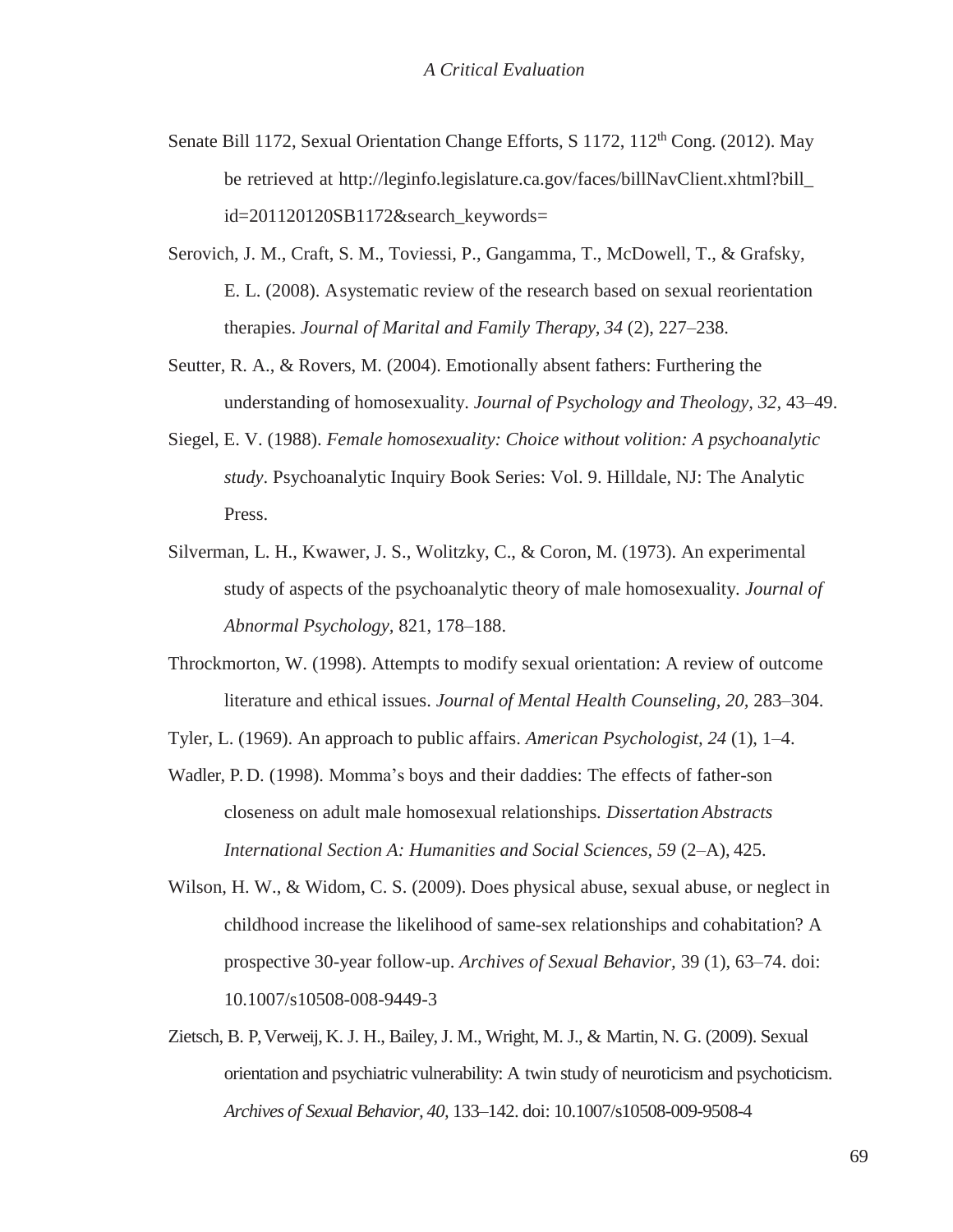Senate Bill 1172, Sexual Orientation Change Efforts, S 1172, 112th Cong. (2012). May be retrieved at http://leginfo.legislature.ca.gov/faces/billNavClient.xhtml?bill_id=201120120SB1172&search_keywords=

Serovich, J. M., Craft, S. M., Toviessi, P., Gangamma, T., McDowell, T., & Grafsky, E. L. (2008). A systematic review of the research based on sexual reorientation therapies. *Journal of Marital and Family Therapy, 34* (2), 227–238.

Seutter, R. A., & Rovers, M. (2004). Emotionally absent fathers: Furthering the understanding of homosexuality. *Journal of Psychology and Theology, 32,* 43–49.

Siegel, E. V. (1988). *Female homosexuality: Choice without volition: A psychoanalytic study*. Psychoanalytic Inquiry Book Series: Vol. 9. Hilldale, NJ: The Analytic Press.

Silverman, L. H., Kwawer, J. S., Wolitzky, C., & Coron, M. (1973). An experimental study of aspects of the psychoanalytic theory of male homosexuality. *Journal of Abnormal Psychology,* 821, 178–188.

Throckmorton, W. (1998). Attempts to modify sexual orientation: A review of outcome literature and ethical issues. *Journal of Mental Health Counseling, 20,* 283–304.

Tyler, L. (1969). An approach to public affairs. *American Psychologist, 24* (1), 1–4.

Wadler, P. D. (1998). Momma's boys and their daddies: The effects of father-son closeness on adult male homosexual relationships. *Dissertation Abstracts International Section A: Humanities and Social Sciences, 59* (2–A), 425.

Wilson, H. W., & Widom, C. S. (2009). Does physical abuse, sexual abuse, or neglect in childhood increase the likelihood of same-sex relationships and cohabitation? A prospective 30-year follow-up. *Archives of Sexual Behavior,* 39 (1), 63–74. doi: 10.1007/s10508-008-9449-3

Zietsch, B. P, Verweij, K. J. H., Bailey, J. M., Wright, M. J., & Martin, N. G. (2009). Sexual orientation and psychiatric vulnerability: A twin study of neuroticism and psychoticism. *Archives of Sexual Behavior, 40,* 133–142. doi: 10.1007/s10508-009-9508-4